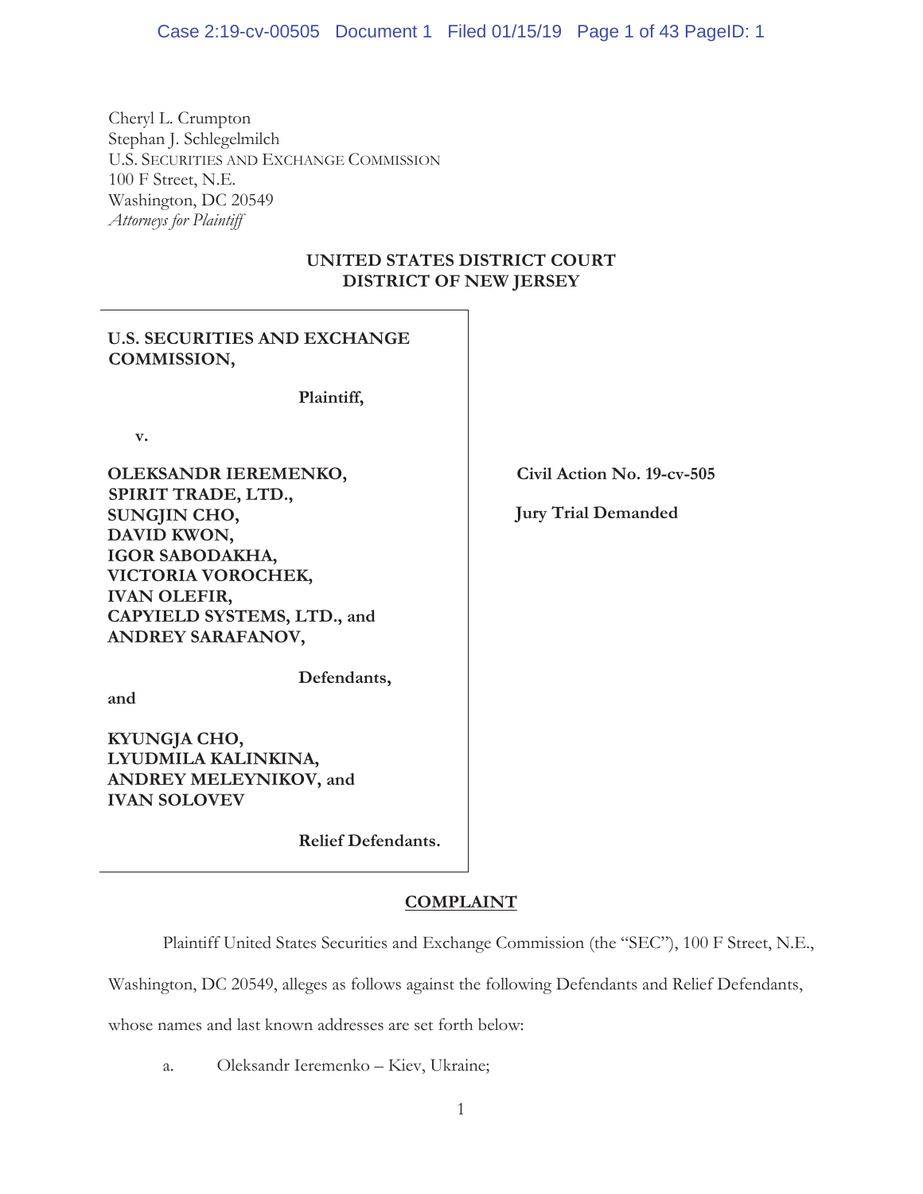Cheryl L. Crumpton
Stephan J. Schlegelmilch
U.S. SECURITIES AND EXCHANGE COMMISSION
100 F Street, N.E.
Washington, DC 20549
*Attorneys for Plaintiff*

**UNITED STATES DISTRICT COURT**
**DISTRICT OF NEW JERSEY**

| | |
|---|---|
| **U.S. SECURITIES AND EXCHANGE COMMISSION,**<br><br>**Plaintiff,**<br><br>**v.**<br><br>**OLEKSANDR IEREMENKO, SPIRIT TRADE, LTD., SUNGJIN CHO, DAVID KWON, IGOR SABODAKHA, VICTORIA VOROCHEK, IVAN OLEFIR, CAPYIELD SYSTEMS, LTD., and ANDREY SARAFANOV,**<br><br>**Defendants,**<br><br>**and**<br><br>**KYUNGJA CHO, LYUDMILA KALINKINA, ANDREY MELEYNIKOV, and IVAN SOLOVEV**<br><br>**Relief Defendants.** | **Civil Action No. 19-cv-505**<br><br>**Jury Trial Demanded** |

## COMPLAINT

Plaintiff United States Securities and Exchange Commission (the "SEC"), 100 F Street, N.E., Washington, DC 20549, alleges as follows against the following Defendants and Relief Defendants, whose names and last known addresses are set forth below:

a. Oleksandr Ieremenko – Kiev, Ukraine;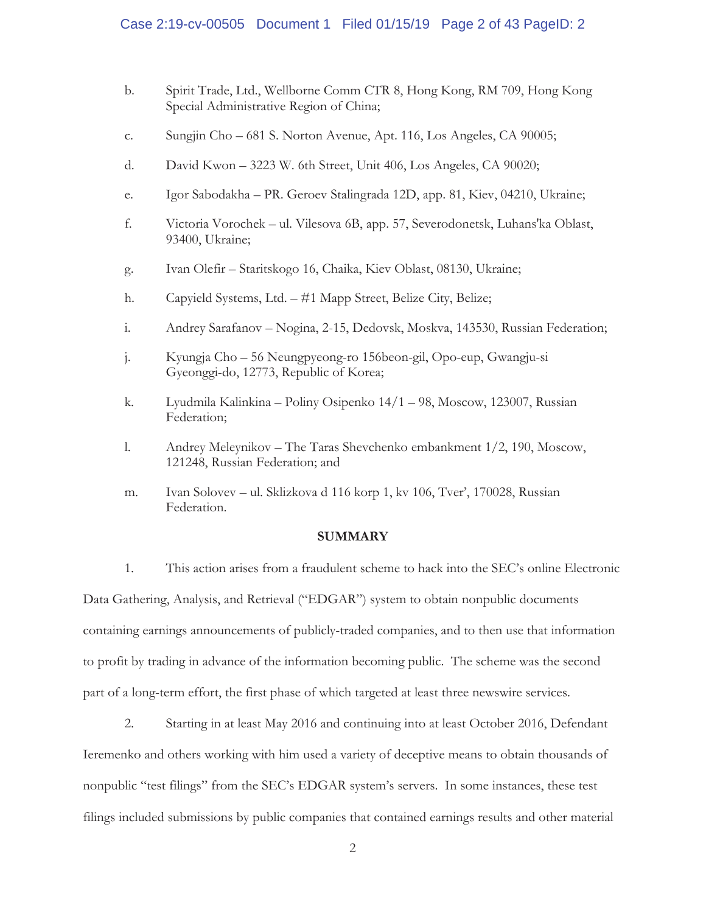b. Spirit Trade, Ltd., Wellborne Comm CTR 8, Hong Kong, RM 709, Hong Kong Special Administrative Region of China;

c. Sungjin Cho – 681 S. Norton Avenue, Apt. 116, Los Angeles, CA 90005;

d. David Kwon – 3223 W. 6th Street, Unit 406, Los Angeles, CA 90020;

e. Igor Sabodakha – PR. Geroev Stalingrada 12D, app. 81, Kiev, 04210, Ukraine;

f. Victoria Vorochek – ul. Vilesova 6B, app. 57, Severodonetsk, Luhans'ka Oblast, 93400, Ukraine;

g. Ivan Olefir – Staritskogo 16, Chaika, Kiev Oblast, 08130, Ukraine;

h. Capyield Systems, Ltd. – #1 Mapp Street, Belize City, Belize;

i. Andrey Sarafanov – Nogina, 2-15, Dedovsk, Moskva, 143530, Russian Federation;

j. Kyungja Cho – 56 Neungpyeong-ro 156beon-gil, Opo-eup, Gwangju-si Gyeonggi-do, 12773, Republic of Korea;

k. Lyudmila Kalinkina – Poliny Osipenko 14/1 – 98, Moscow, 123007, Russian Federation;

l. Andrey Meleynikov – The Taras Shevchenko embankment 1/2, 190, Moscow, 121248, Russian Federation; and

m. Ivan Solovev – ul. Sklizkova d 116 korp 1, kv 106, Tver', 170028, Russian Federation.

## SUMMARY

1. This action arises from a fraudulent scheme to hack into the SEC's online Electronic Data Gathering, Analysis, and Retrieval ("EDGAR") system to obtain nonpublic documents containing earnings announcements of publicly-traded companies, and to then use that information to profit by trading in advance of the information becoming public. The scheme was the second part of a long-term effort, the first phase of which targeted at least three newswire services.

2. Starting in at least May 2016 and continuing into at least October 2016, Defendant Ieremenko and others working with him used a variety of deceptive means to obtain thousands of nonpublic "test filings" from the SEC's EDGAR system's servers. In some instances, these test filings included submissions by public companies that contained earnings results and other material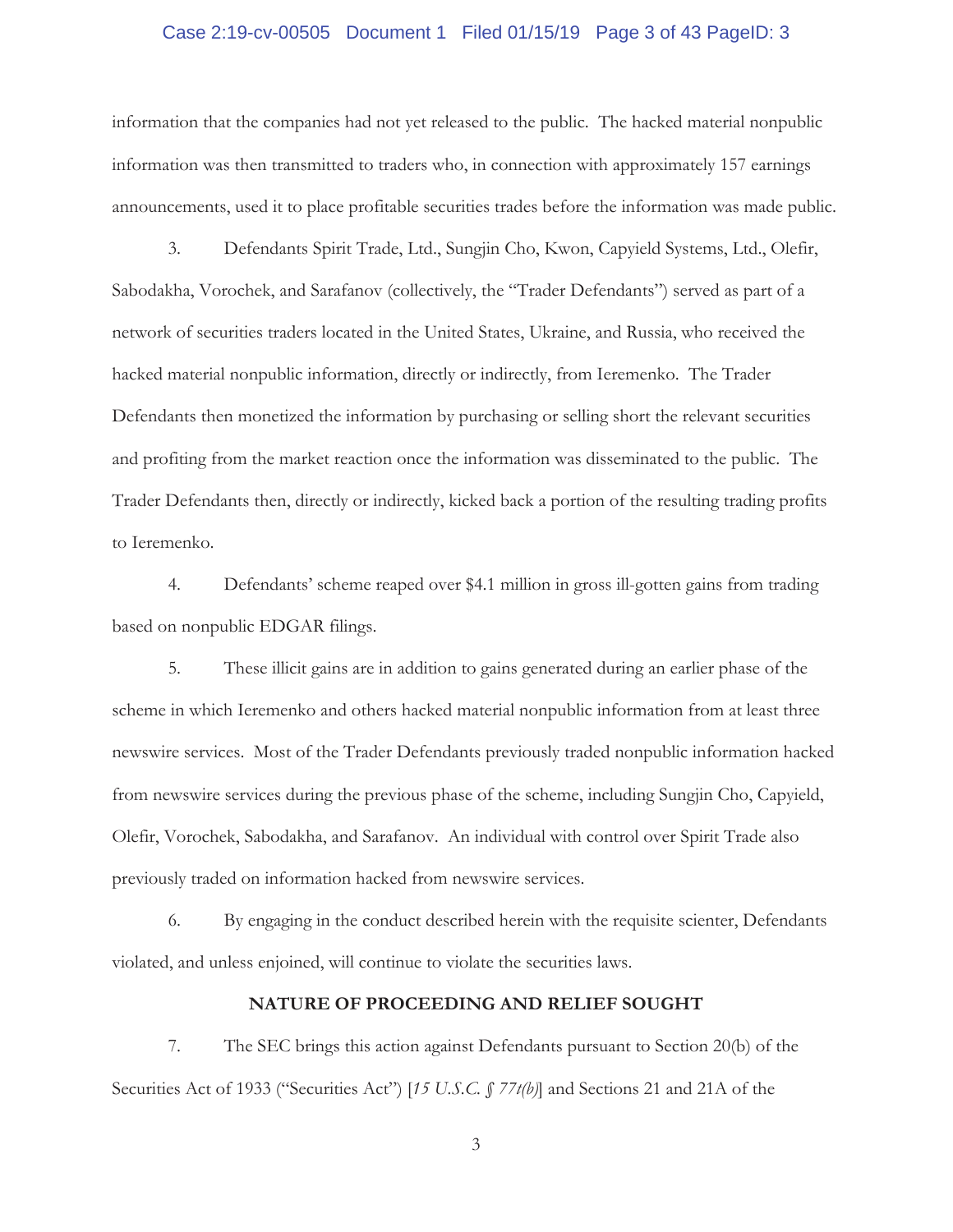information that the companies had not yet released to the public. The hacked material nonpublic information was then transmitted to traders who, in connection with approximately 157 earnings announcements, used it to place profitable securities trades before the information was made public.

3. Defendants Spirit Trade, Ltd., Sungjin Cho, Kwon, Capyield Systems, Ltd., Olefir, Sabodakha, Vorochek, and Sarafanov (collectively, the "Trader Defendants") served as part of a network of securities traders located in the United States, Ukraine, and Russia, who received the hacked material nonpublic information, directly or indirectly, from Ieremenko. The Trader Defendants then monetized the information by purchasing or selling short the relevant securities and profiting from the market reaction once the information was disseminated to the public. The Trader Defendants then, directly or indirectly, kicked back a portion of the resulting trading profits to Ieremenko.

4. Defendants' scheme reaped over $4.1 million in gross ill-gotten gains from trading based on nonpublic EDGAR filings.

5. These illicit gains are in addition to gains generated during an earlier phase of the scheme in which Ieremenko and others hacked material nonpublic information from at least three newswire services. Most of the Trader Defendants previously traded nonpublic information hacked from newswire services during the previous phase of the scheme, including Sungjin Cho, Capyield, Olefir, Vorochek, Sabodakha, and Sarafanov. An individual with control over Spirit Trade also previously traded on information hacked from newswire services.

6. By engaging in the conduct described herein with the requisite scienter, Defendants violated, and unless enjoined, will continue to violate the securities laws.

## NATURE OF PROCEEDING AND RELIEF SOUGHT

7. The SEC brings this action against Defendants pursuant to Section 20(b) of the Securities Act of 1933 ("Securities Act") [*15 U.S.C. § 77t(b)*] and Sections 21 and 21A of the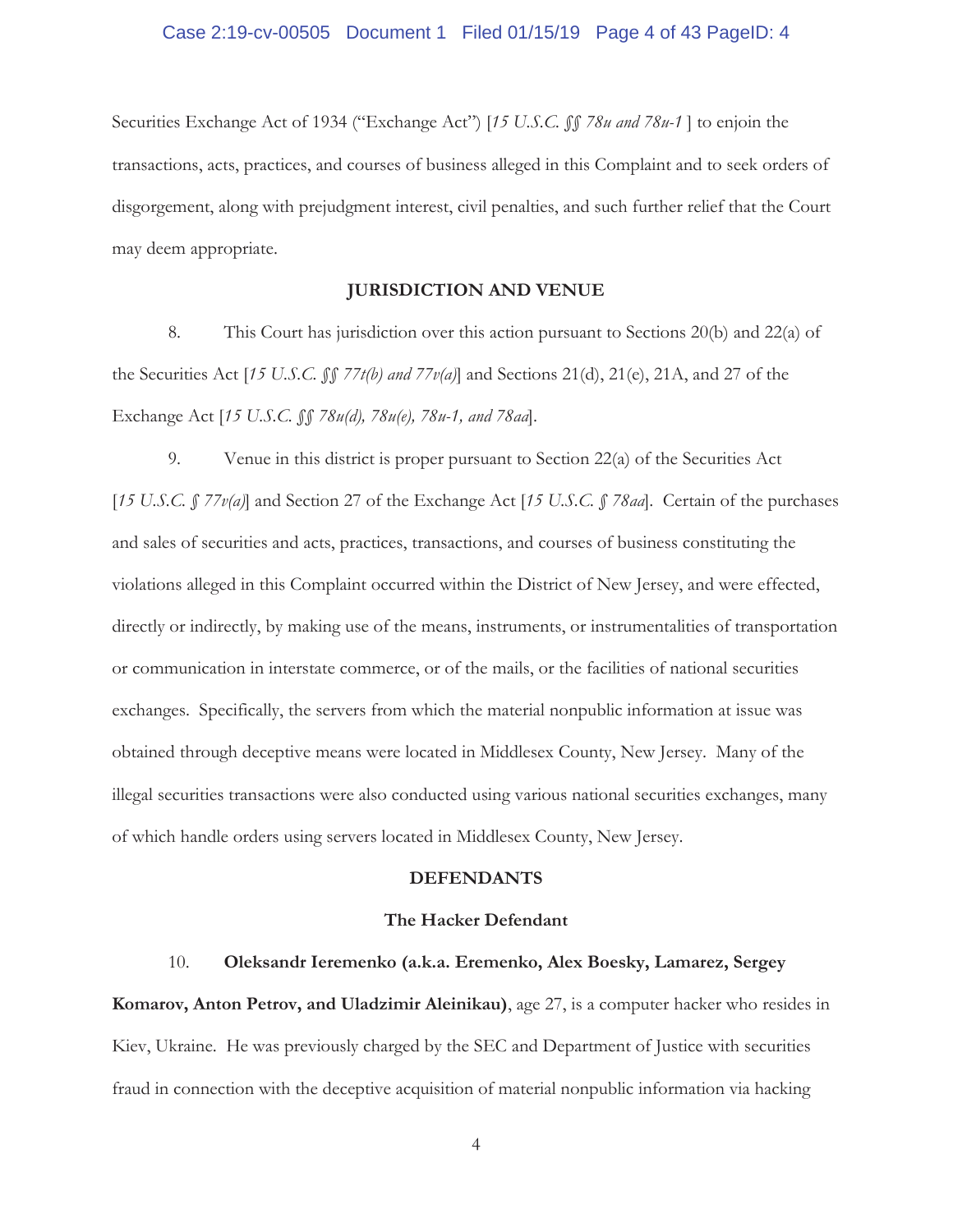Securities Exchange Act of 1934 ("Exchange Act") [*15 U.S.C. §§ 78u and 78u-1* ] to enjoin the transactions, acts, practices, and courses of business alleged in this Complaint and to seek orders of disgorgement, along with prejudgment interest, civil penalties, and such further relief that the Court may deem appropriate.

## JURISDICTION AND VENUE

8. This Court has jurisdiction over this action pursuant to Sections 20(b) and 22(a) of the Securities Act [*15 U.S.C. §§ 77t(b) and 77v(a)*] and Sections 21(d), 21(e), 21A, and 27 of the Exchange Act [*15 U.S.C. §§ 78u(d), 78u(e), 78u-1, and 78aa*].

9. Venue in this district is proper pursuant to Section 22(a) of the Securities Act [*15 U.S.C. § 77v(a)*] and Section 27 of the Exchange Act [*15 U.S.C. § 78aa*]. Certain of the purchases and sales of securities and acts, practices, transactions, and courses of business constituting the violations alleged in this Complaint occurred within the District of New Jersey, and were effected, directly or indirectly, by making use of the means, instruments, or instrumentalities of transportation or communication in interstate commerce, or of the mails, or the facilities of national securities exchanges. Specifically, the servers from which the material nonpublic information at issue was obtained through deceptive means were located in Middlesex County, New Jersey. Many of the illegal securities transactions were also conducted using various national securities exchanges, many of which handle orders using servers located in Middlesex County, New Jersey.

## DEFENDANTS

### The Hacker Defendant

10. **Oleksandr Ieremenko (a.k.a. Eremenko, Alex Boesky, Lamarez, Sergey Komarov, Anton Petrov, and Uladzimir Aleinikau)**, age 27, is a computer hacker who resides in Kiev, Ukraine. He was previously charged by the SEC and Department of Justice with securities fraud in connection with the deceptive acquisition of material nonpublic information via hacking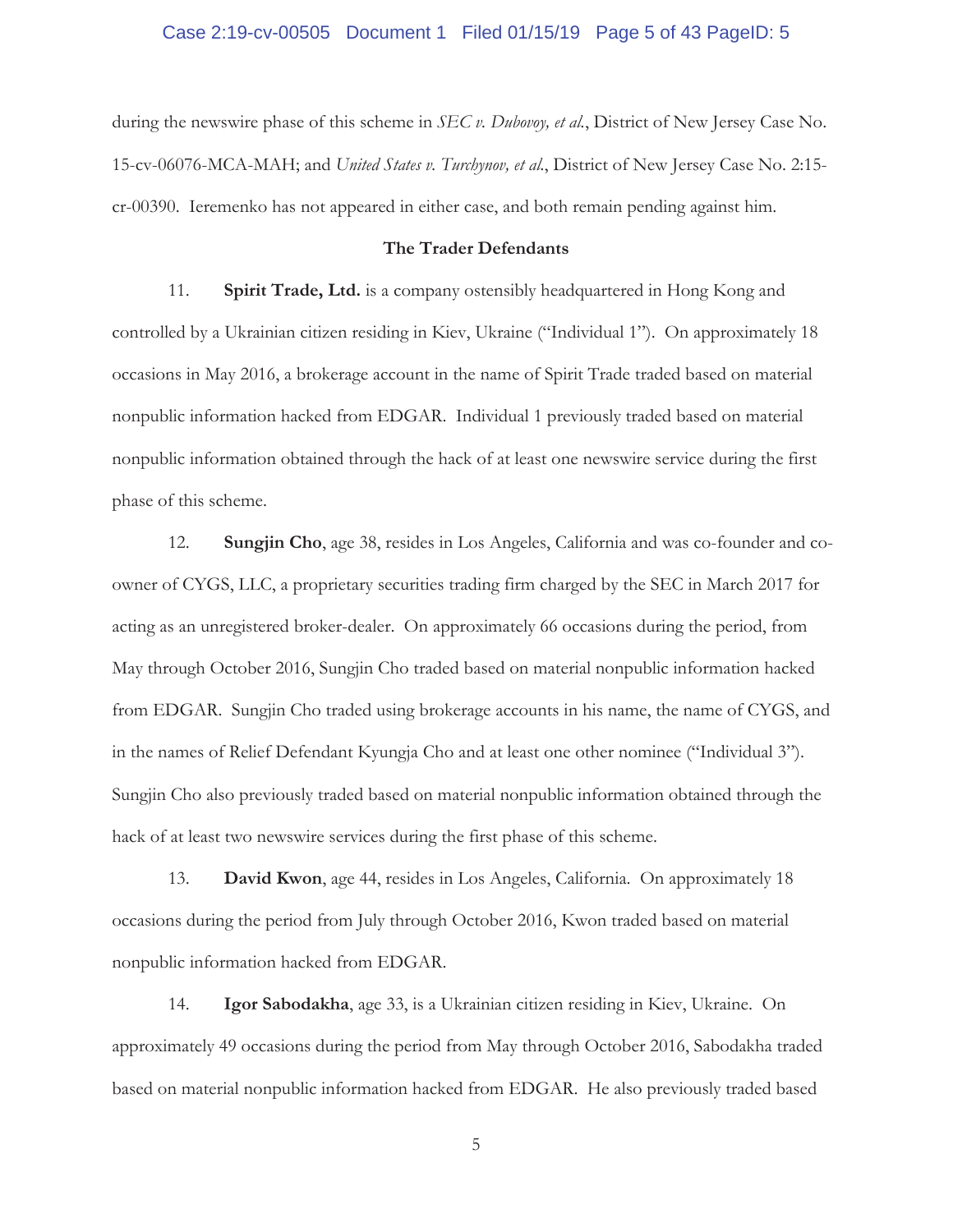during the newswire phase of this scheme in *SEC v. Dubovoy, et al.*, District of New Jersey Case No. 15-cv-06076-MCA-MAH; and *United States v. Turchynov, et al.*, District of New Jersey Case No. 2:15-cr-00390. Ieremenko has not appeared in either case, and both remain pending against him.

**The Trader Defendants**

11. **Spirit Trade, Ltd.** is a company ostensibly headquartered in Hong Kong and controlled by a Ukrainian citizen residing in Kiev, Ukraine ("Individual 1"). On approximately 18 occasions in May 2016, a brokerage account in the name of Spirit Trade traded based on material nonpublic information hacked from EDGAR. Individual 1 previously traded based on material nonpublic information obtained through the hack of at least one newswire service during the first phase of this scheme.

12. **Sungjin Cho**, age 38, resides in Los Angeles, California and was co-founder and co-owner of CYGS, LLC, a proprietary securities trading firm charged by the SEC in March 2017 for acting as an unregistered broker-dealer. On approximately 66 occasions during the period, from May through October 2016, Sungjin Cho traded based on material nonpublic information hacked from EDGAR. Sungjin Cho traded using brokerage accounts in his name, the name of CYGS, and in the names of Relief Defendant Kyungja Cho and at least one other nominee ("Individual 3"). Sungjin Cho also previously traded based on material nonpublic information obtained through the hack of at least two newswire services during the first phase of this scheme.

13. **David Kwon**, age 44, resides in Los Angeles, California. On approximately 18 occasions during the period from July through October 2016, Kwon traded based on material nonpublic information hacked from EDGAR.

14. **Igor Sabodakha**, age 33, is a Ukrainian citizen residing in Kiev, Ukraine. On approximately 49 occasions during the period from May through October 2016, Sabodakha traded based on material nonpublic information hacked from EDGAR. He also previously traded based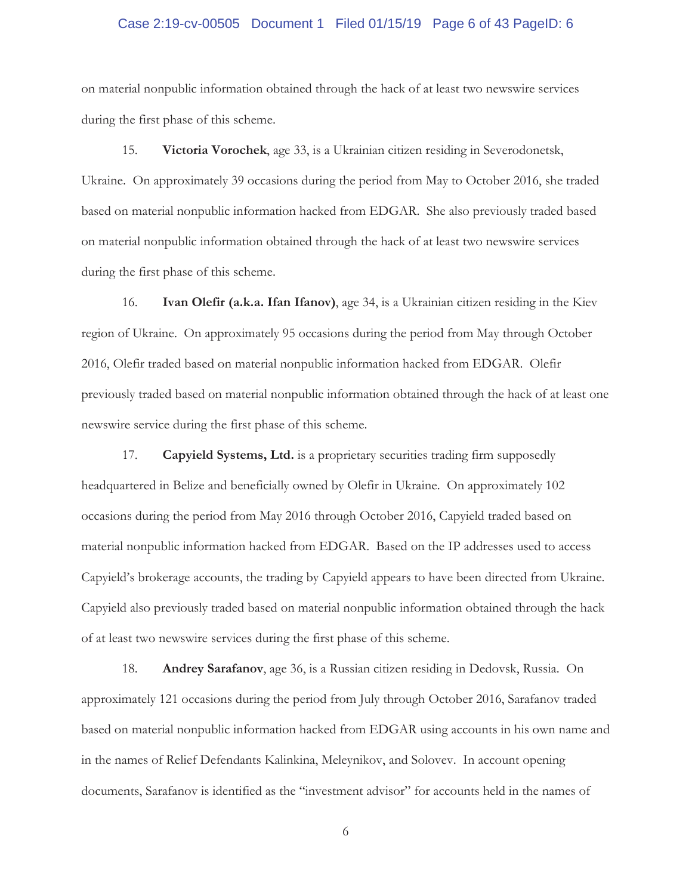on material nonpublic information obtained through the hack of at least two newswire services during the first phase of this scheme.

15. **Victoria Vorochek**, age 33, is a Ukrainian citizen residing in Severodonetsk, Ukraine. On approximately 39 occasions during the period from May to October 2016, she traded based on material nonpublic information hacked from EDGAR. She also previously traded based on material nonpublic information obtained through the hack of at least two newswire services during the first phase of this scheme.

16. **Ivan Olefir (a.k.a. Ifan Ifanov)**, age 34, is a Ukrainian citizen residing in the Kiev region of Ukraine. On approximately 95 occasions during the period from May through October 2016, Olefir traded based on material nonpublic information hacked from EDGAR. Olefir previously traded based on material nonpublic information obtained through the hack of at least one newswire service during the first phase of this scheme.

17. **Capyield Systems, Ltd.** is a proprietary securities trading firm supposedly headquartered in Belize and beneficially owned by Olefir in Ukraine. On approximately 102 occasions during the period from May 2016 through October 2016, Capyield traded based on material nonpublic information hacked from EDGAR. Based on the IP addresses used to access Capyield's brokerage accounts, the trading by Capyield appears to have been directed from Ukraine. Capyield also previously traded based on material nonpublic information obtained through the hack of at least two newswire services during the first phase of this scheme.

18. **Andrey Sarafanov**, age 36, is a Russian citizen residing in Dedovsk, Russia. On approximately 121 occasions during the period from July through October 2016, Sarafanov traded based on material nonpublic information hacked from EDGAR using accounts in his own name and in the names of Relief Defendants Kalinkina, Meleynikov, and Solovev. In account opening documents, Sarafanov is identified as the "investment advisor" for accounts held in the names of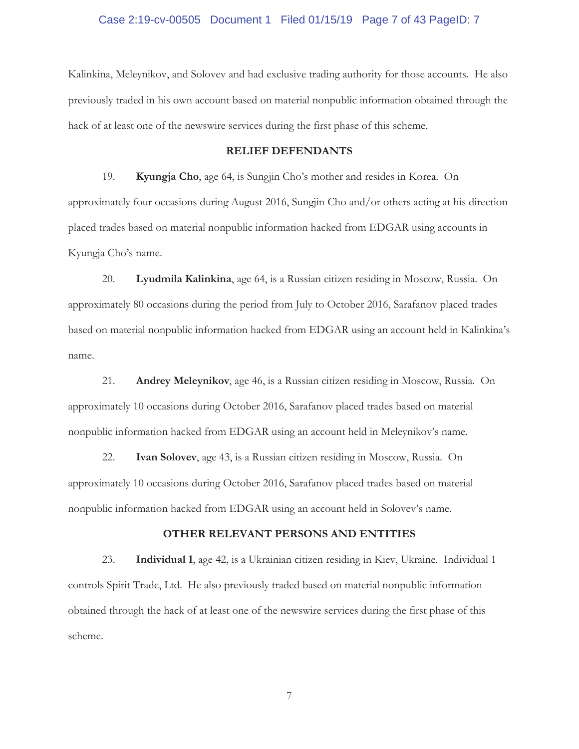Kalinkina, Meleynikov, and Solovev and had exclusive trading authority for those accounts. He also previously traded in his own account based on material nonpublic information obtained through the hack of at least one of the newswire services during the first phase of this scheme.

## RELIEF DEFENDANTS

19. **Kyungja Cho**, age 64, is Sungjin Cho's mother and resides in Korea. On approximately four occasions during August 2016, Sungjin Cho and/or others acting at his direction placed trades based on material nonpublic information hacked from EDGAR using accounts in Kyungja Cho's name.

20. **Lyudmila Kalinkina**, age 64, is a Russian citizen residing in Moscow, Russia. On approximately 80 occasions during the period from July to October 2016, Sarafanov placed trades based on material nonpublic information hacked from EDGAR using an account held in Kalinkina's name.

21. **Andrey Meleynikov**, age 46, is a Russian citizen residing in Moscow, Russia. On approximately 10 occasions during October 2016, Sarafanov placed trades based on material nonpublic information hacked from EDGAR using an account held in Meleynikov's name.

22. **Ivan Solovev**, age 43, is a Russian citizen residing in Moscow, Russia. On approximately 10 occasions during October 2016, Sarafanov placed trades based on material nonpublic information hacked from EDGAR using an account held in Solovev's name.

## OTHER RELEVANT PERSONS AND ENTITIES

23. **Individual 1**, age 42, is a Ukrainian citizen residing in Kiev, Ukraine. Individual 1 controls Spirit Trade, Ltd. He also previously traded based on material nonpublic information obtained through the hack of at least one of the newswire services during the first phase of this scheme.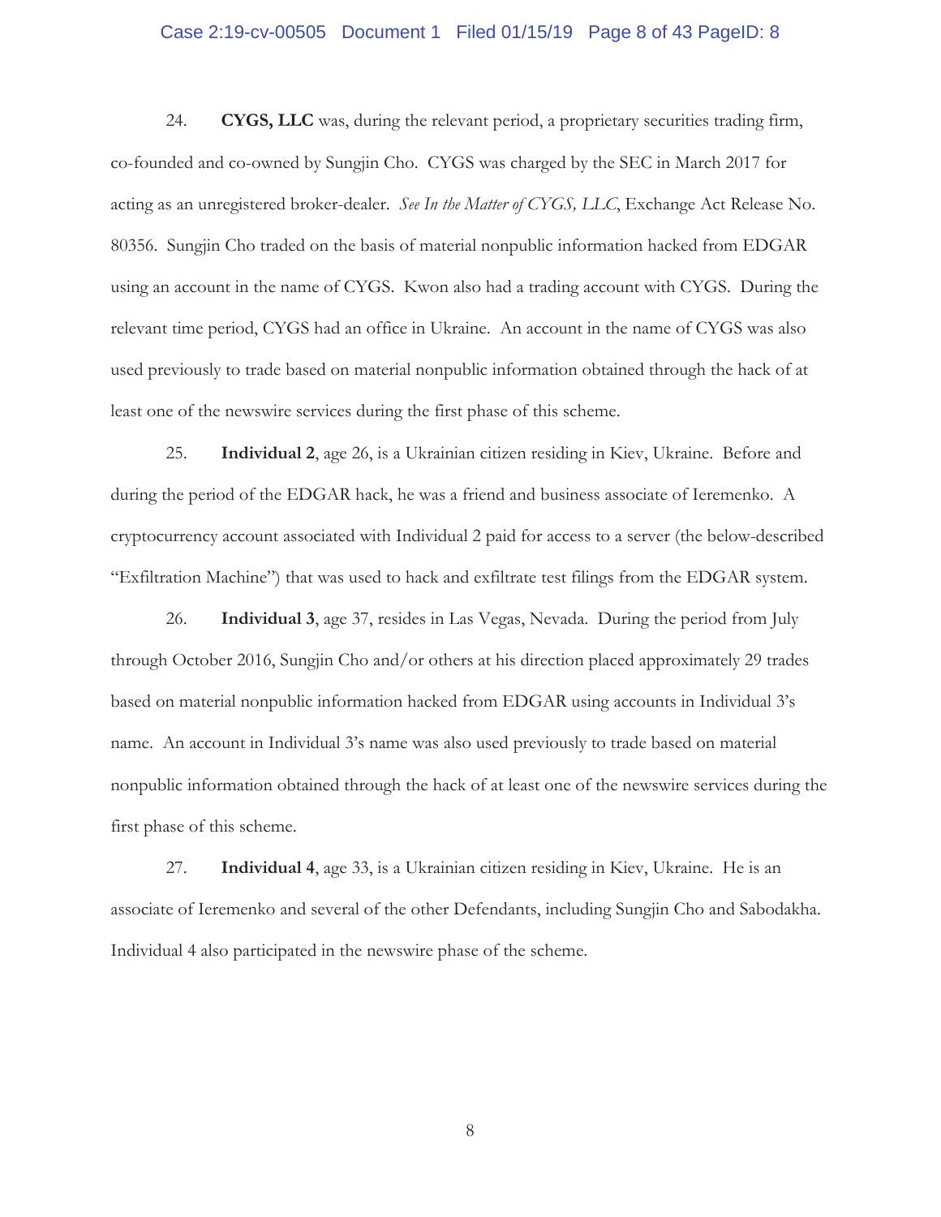24. **CYGS, LLC** was, during the relevant period, a proprietary securities trading firm, co-founded and co-owned by Sungjin Cho. CYGS was charged by the SEC in March 2017 for acting as an unregistered broker-dealer. *See In the Matter of CYGS, LLC*, Exchange Act Release No. 80356. Sungjin Cho traded on the basis of material nonpublic information hacked from EDGAR using an account in the name of CYGS. Kwon also had a trading account with CYGS. During the relevant time period, CYGS had an office in Ukraine. An account in the name of CYGS was also used previously to trade based on material nonpublic information obtained through the hack of at least one of the newswire services during the first phase of this scheme.

25. **Individual 2**, age 26, is a Ukrainian citizen residing in Kiev, Ukraine. Before and during the period of the EDGAR hack, he was a friend and business associate of Ieremenko. A cryptocurrency account associated with Individual 2 paid for access to a server (the below-described "Exfiltration Machine") that was used to hack and exfiltrate test filings from the EDGAR system.

26. **Individual 3**, age 37, resides in Las Vegas, Nevada. During the period from July through October 2016, Sungjin Cho and/or others at his direction placed approximately 29 trades based on material nonpublic information hacked from EDGAR using accounts in Individual 3's name. An account in Individual 3's name was also used previously to trade based on material nonpublic information obtained through the hack of at least one of the newswire services during the first phase of this scheme.

27. **Individual 4**, age 33, is a Ukrainian citizen residing in Kiev, Ukraine. He is an associate of Ieremenko and several of the other Defendants, including Sungjin Cho and Sabodakha. Individual 4 also participated in the newswire phase of the scheme.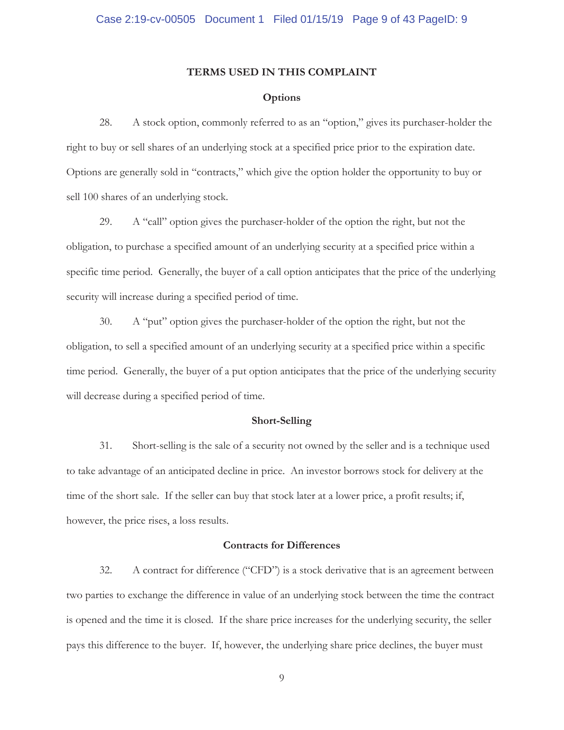## TERMS USED IN THIS COMPLAINT

### Options

28. A stock option, commonly referred to as an "option," gives its purchaser-holder the right to buy or sell shares of an underlying stock at a specified price prior to the expiration date. Options are generally sold in "contracts," which give the option holder the opportunity to buy or sell 100 shares of an underlying stock.

29. A "call" option gives the purchaser-holder of the option the right, but not the obligation, to purchase a specified amount of an underlying security at a specified price within a specific time period. Generally, the buyer of a call option anticipates that the price of the underlying security will increase during a specified period of time.

30. A "put" option gives the purchaser-holder of the option the right, but not the obligation, to sell a specified amount of an underlying security at a specified price within a specific time period. Generally, the buyer of a put option anticipates that the price of the underlying security will decrease during a specified period of time.

### Short-Selling

31. Short-selling is the sale of a security not owned by the seller and is a technique used to take advantage of an anticipated decline in price. An investor borrows stock for delivery at the time of the short sale. If the seller can buy that stock later at a lower price, a profit results; if, however, the price rises, a loss results.

### Contracts for Differences

32. A contract for difference ("CFD") is a stock derivative that is an agreement between two parties to exchange the difference in value of an underlying stock between the time the contract is opened and the time it is closed. If the share price increases for the underlying security, the seller pays this difference to the buyer. If, however, the underlying share price declines, the buyer must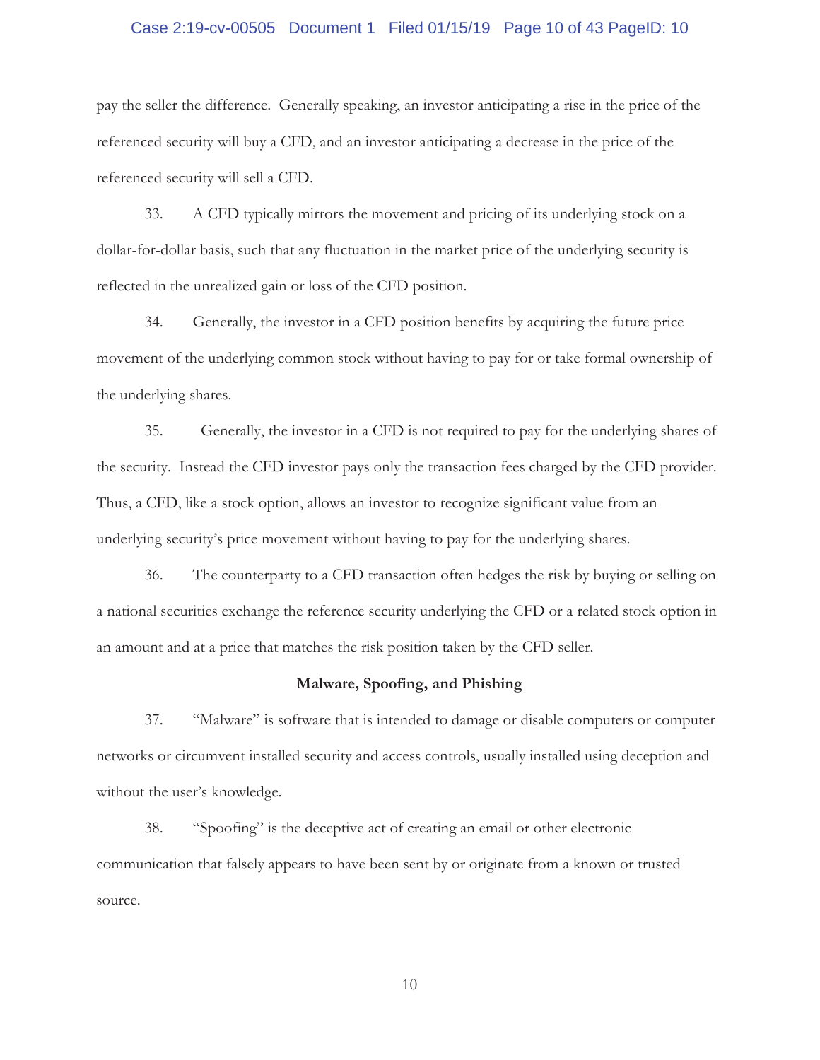pay the seller the difference. Generally speaking, an investor anticipating a rise in the price of the referenced security will buy a CFD, and an investor anticipating a decrease in the price of the referenced security will sell a CFD.

33. A CFD typically mirrors the movement and pricing of its underlying stock on a dollar-for-dollar basis, such that any fluctuation in the market price of the underlying security is reflected in the unrealized gain or loss of the CFD position.

34. Generally, the investor in a CFD position benefits by acquiring the future price movement of the underlying common stock without having to pay for or take formal ownership of the underlying shares.

35. Generally, the investor in a CFD is not required to pay for the underlying shares of the security. Instead the CFD investor pays only the transaction fees charged by the CFD provider. Thus, a CFD, like a stock option, allows an investor to recognize significant value from an underlying security's price movement without having to pay for the underlying shares.

36. The counterparty to a CFD transaction often hedges the risk by buying or selling on a national securities exchange the reference security underlying the CFD or a related stock option in an amount and at a price that matches the risk position taken by the CFD seller.

**Malware, Spoofing, and Phishing**

37. "Malware" is software that is intended to damage or disable computers or computer networks or circumvent installed security and access controls, usually installed using deception and without the user's knowledge.

38. "Spoofing" is the deceptive act of creating an email or other electronic communication that falsely appears to have been sent by or originate from a known or trusted source.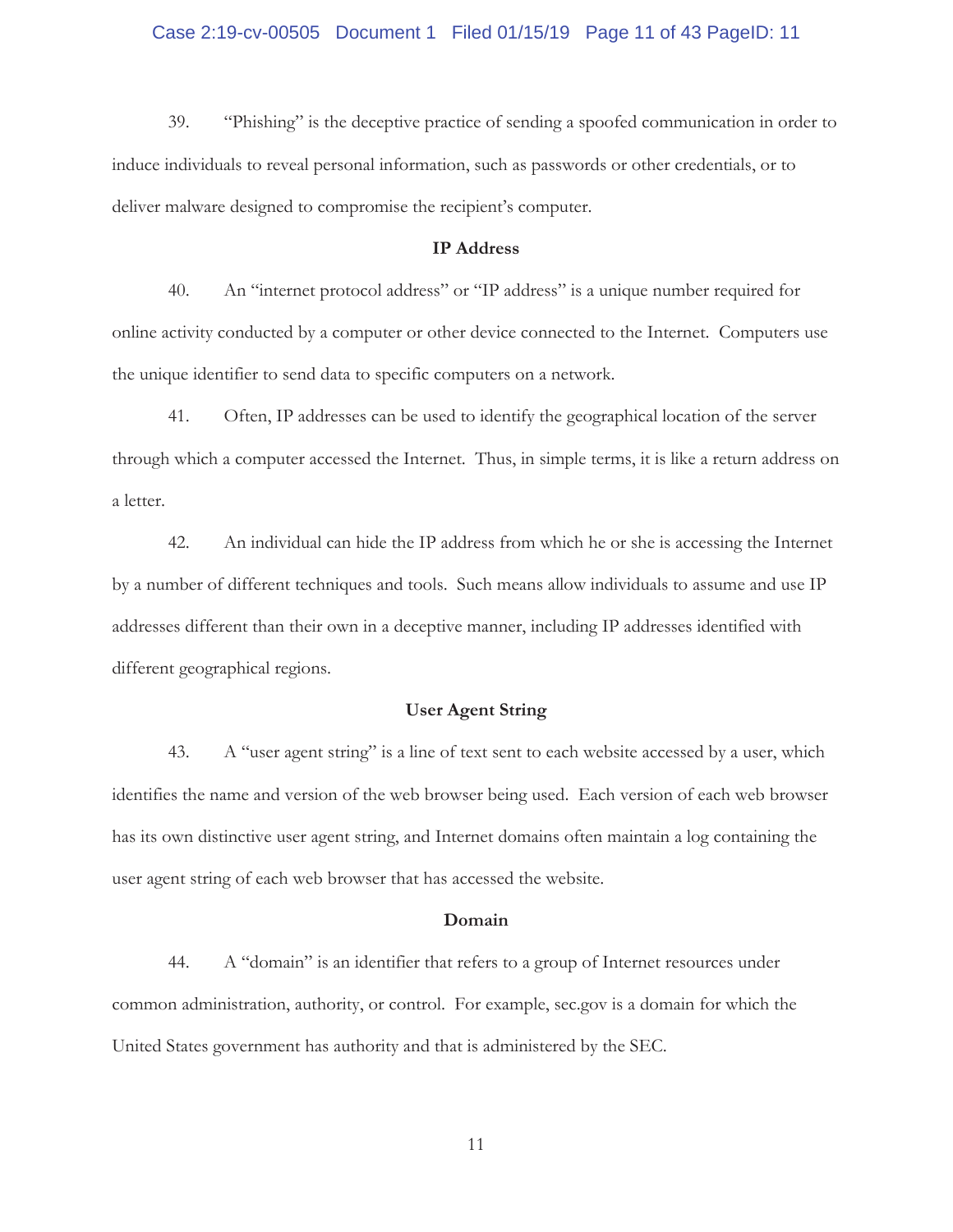39. "Phishing" is the deceptive practice of sending a spoofed communication in order to induce individuals to reveal personal information, such as passwords or other credentials, or to deliver malware designed to compromise the recipient's computer.

**IP Address**

40. An "internet protocol address" or "IP address" is a unique number required for online activity conducted by a computer or other device connected to the Internet. Computers use the unique identifier to send data to specific computers on a network.

41. Often, IP addresses can be used to identify the geographical location of the server through which a computer accessed the Internet. Thus, in simple terms, it is like a return address on a letter.

42. An individual can hide the IP address from which he or she is accessing the Internet by a number of different techniques and tools. Such means allow individuals to assume and use IP addresses different than their own in a deceptive manner, including IP addresses identified with different geographical regions.

**User Agent String**

43. A "user agent string" is a line of text sent to each website accessed by a user, which identifies the name and version of the web browser being used. Each version of each web browser has its own distinctive user agent string, and Internet domains often maintain a log containing the user agent string of each web browser that has accessed the website.

**Domain**

44. A "domain" is an identifier that refers to a group of Internet resources under common administration, authority, or control. For example, sec.gov is a domain for which the United States government has authority and that is administered by the SEC.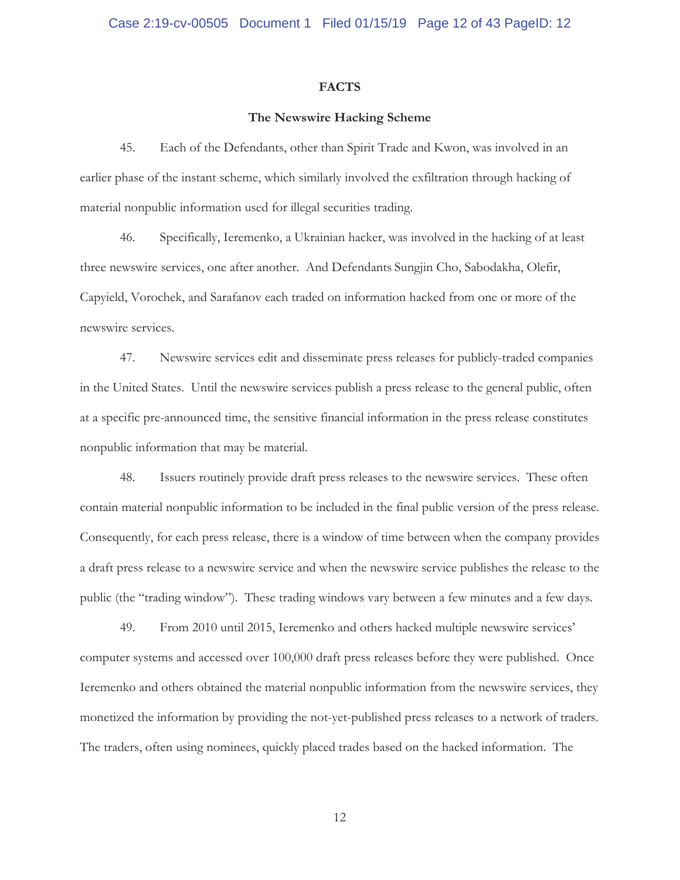## FACTS

### The Newswire Hacking Scheme

45. Each of the Defendants, other than Spirit Trade and Kwon, was involved in an earlier phase of the instant scheme, which similarly involved the exfiltration through hacking of material nonpublic information used for illegal securities trading.

46. Specifically, Ieremenko, a Ukrainian hacker, was involved in the hacking of at least three newswire services, one after another. And Defendants Sungjin Cho, Sabodakha, Olefir, Capyield, Vorochek, and Sarafanov each traded on information hacked from one or more of the newswire services.

47. Newswire services edit and disseminate press releases for publicly-traded companies in the United States. Until the newswire services publish a press release to the general public, often at a specific pre-announced time, the sensitive financial information in the press release constitutes nonpublic information that may be material.

48. Issuers routinely provide draft press releases to the newswire services. These often contain material nonpublic information to be included in the final public version of the press release. Consequently, for each press release, there is a window of time between when the company provides a draft press release to a newswire service and when the newswire service publishes the release to the public (the "trading window"). These trading windows vary between a few minutes and a few days.

49. From 2010 until 2015, Ieremenko and others hacked multiple newswire services' computer systems and accessed over 100,000 draft press releases before they were published. Once Ieremenko and others obtained the material nonpublic information from the newswire services, they monetized the information by providing the not-yet-published press releases to a network of traders. The traders, often using nominees, quickly placed trades based on the hacked information. The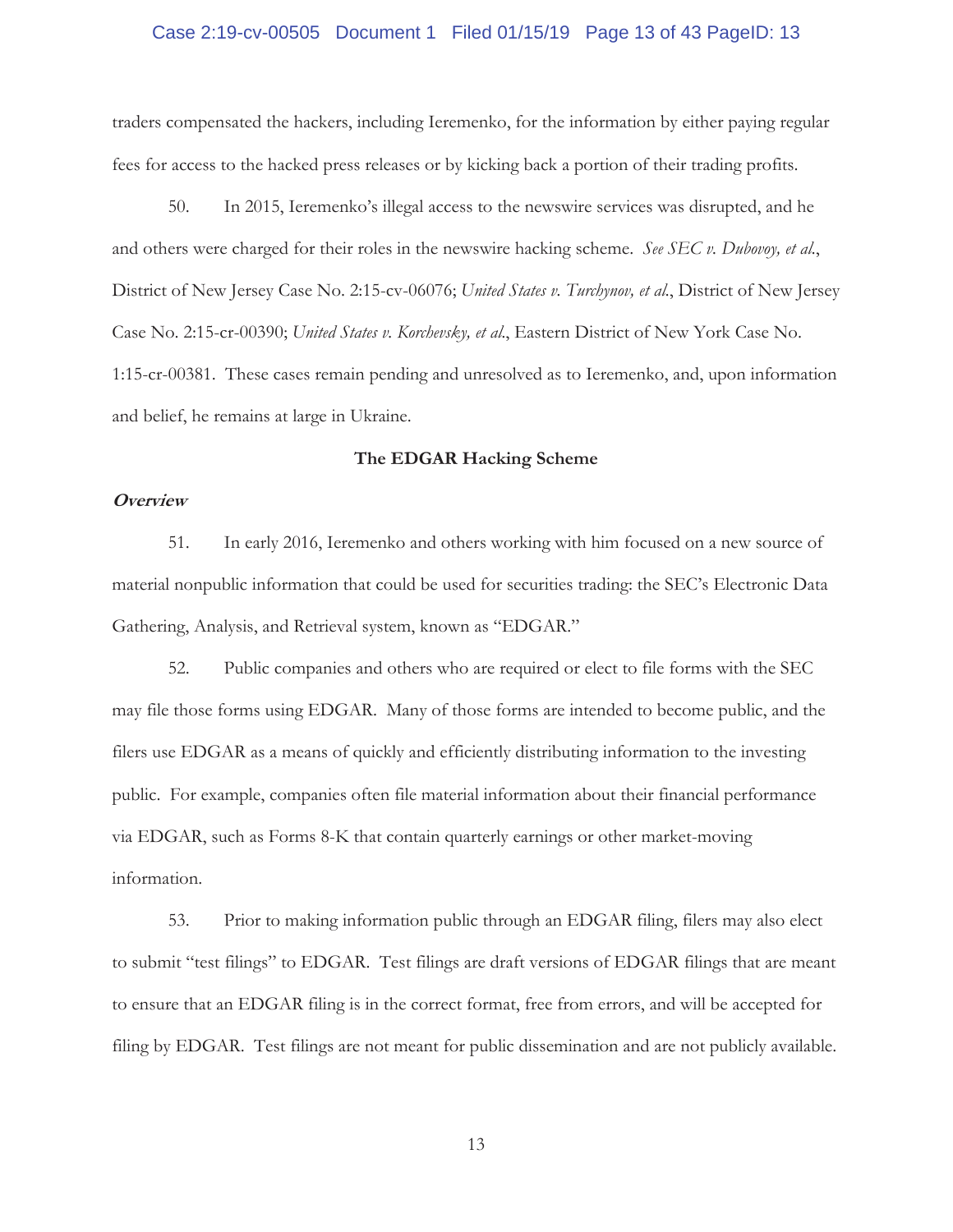traders compensated the hackers, including Ieremenko, for the information by either paying regular fees for access to the hacked press releases or by kicking back a portion of their trading profits.

50. In 2015, Ieremenko's illegal access to the newswire services was disrupted, and he and others were charged for their roles in the newswire hacking scheme. *See SEC v. Dubovoy, et al.*, District of New Jersey Case No. 2:15-cv-06076; *United States v. Turchynov, et al.*, District of New Jersey Case No. 2:15-cr-00390; *United States v. Korchevsky, et al.*, Eastern District of New York Case No. 1:15-cr-00381. These cases remain pending and unresolved as to Ieremenko, and, upon information and belief, he remains at large in Ukraine.

## The EDGAR Hacking Scheme

### ***Overview***

51. In early 2016, Ieremenko and others working with him focused on a new source of material nonpublic information that could be used for securities trading: the SEC's Electronic Data Gathering, Analysis, and Retrieval system, known as "EDGAR."

52. Public companies and others who are required or elect to file forms with the SEC may file those forms using EDGAR. Many of those forms are intended to become public, and the filers use EDGAR as a means of quickly and efficiently distributing information to the investing public. For example, companies often file material information about their financial performance via EDGAR, such as Forms 8-K that contain quarterly earnings or other market-moving information.

53. Prior to making information public through an EDGAR filing, filers may also elect to submit "test filings" to EDGAR. Test filings are draft versions of EDGAR filings that are meant to ensure that an EDGAR filing is in the correct format, free from errors, and will be accepted for filing by EDGAR. Test filings are not meant for public dissemination and are not publicly available.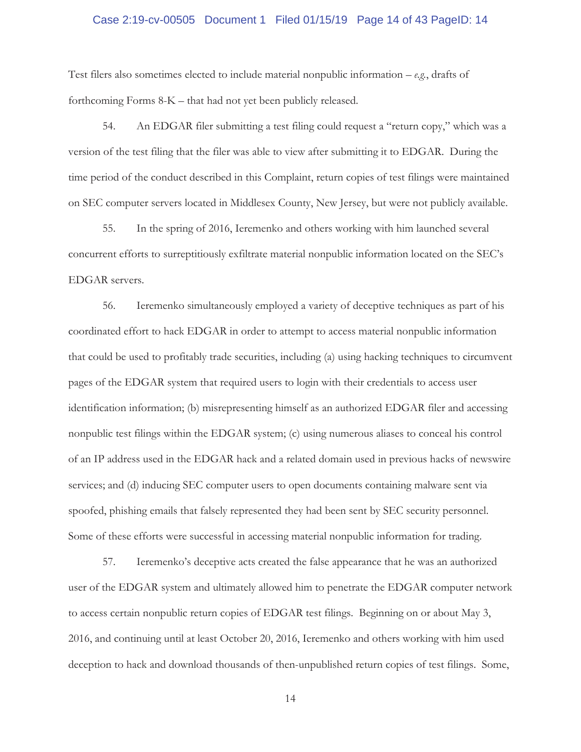Test filers also sometimes elected to include material nonpublic information – *e.g.*, drafts of forthcoming Forms 8-K – that had not yet been publicly released.

54. An EDGAR filer submitting a test filing could request a "return copy," which was a version of the test filing that the filer was able to view after submitting it to EDGAR. During the time period of the conduct described in this Complaint, return copies of test filings were maintained on SEC computer servers located in Middlesex County, New Jersey, but were not publicly available.

55. In the spring of 2016, Ieremenko and others working with him launched several concurrent efforts to surreptitiously exfiltrate material nonpublic information located on the SEC's EDGAR servers.

56. Ieremenko simultaneously employed a variety of deceptive techniques as part of his coordinated effort to hack EDGAR in order to attempt to access material nonpublic information that could be used to profitably trade securities, including (a) using hacking techniques to circumvent pages of the EDGAR system that required users to login with their credentials to access user identification information; (b) misrepresenting himself as an authorized EDGAR filer and accessing nonpublic test filings within the EDGAR system; (c) using numerous aliases to conceal his control of an IP address used in the EDGAR hack and a related domain used in previous hacks of newswire services; and (d) inducing SEC computer users to open documents containing malware sent via spoofed, phishing emails that falsely represented they had been sent by SEC security personnel. Some of these efforts were successful in accessing material nonpublic information for trading.

57. Ieremenko's deceptive acts created the false appearance that he was an authorized user of the EDGAR system and ultimately allowed him to penetrate the EDGAR computer network to access certain nonpublic return copies of EDGAR test filings. Beginning on or about May 3, 2016, and continuing until at least October 20, 2016, Ieremenko and others working with him used deception to hack and download thousands of then-unpublished return copies of test filings. Some,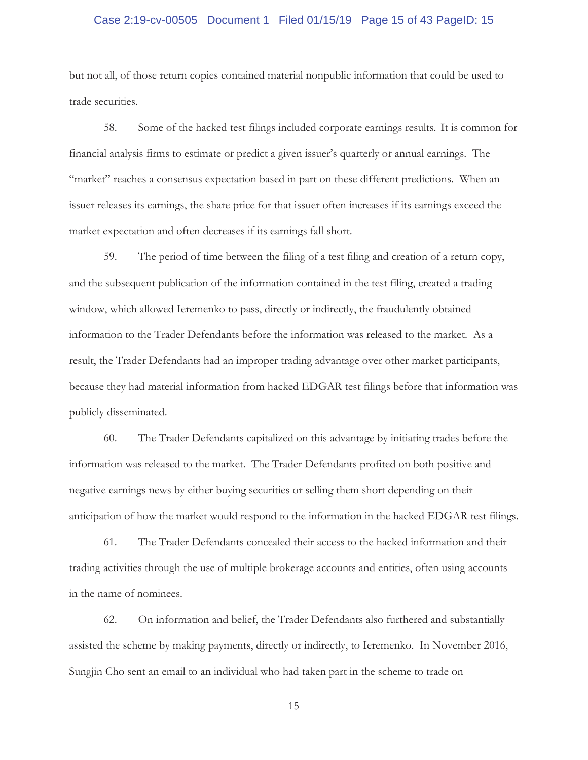but not all, of those return copies contained material nonpublic information that could be used to trade securities.

58. Some of the hacked test filings included corporate earnings results. It is common for financial analysis firms to estimate or predict a given issuer's quarterly or annual earnings. The "market" reaches a consensus expectation based in part on these different predictions. When an issuer releases its earnings, the share price for that issuer often increases if its earnings exceed the market expectation and often decreases if its earnings fall short.

59. The period of time between the filing of a test filing and creation of a return copy, and the subsequent publication of the information contained in the test filing, created a trading window, which allowed Ieremenko to pass, directly or indirectly, the fraudulently obtained information to the Trader Defendants before the information was released to the market. As a result, the Trader Defendants had an improper trading advantage over other market participants, because they had material information from hacked EDGAR test filings before that information was publicly disseminated.

60. The Trader Defendants capitalized on this advantage by initiating trades before the information was released to the market. The Trader Defendants profited on both positive and negative earnings news by either buying securities or selling them short depending on their anticipation of how the market would respond to the information in the hacked EDGAR test filings.

61. The Trader Defendants concealed their access to the hacked information and their trading activities through the use of multiple brokerage accounts and entities, often using accounts in the name of nominees.

62. On information and belief, the Trader Defendants also furthered and substantially assisted the scheme by making payments, directly or indirectly, to Ieremenko. In November 2016, Sungjin Cho sent an email to an individual who had taken part in the scheme to trade on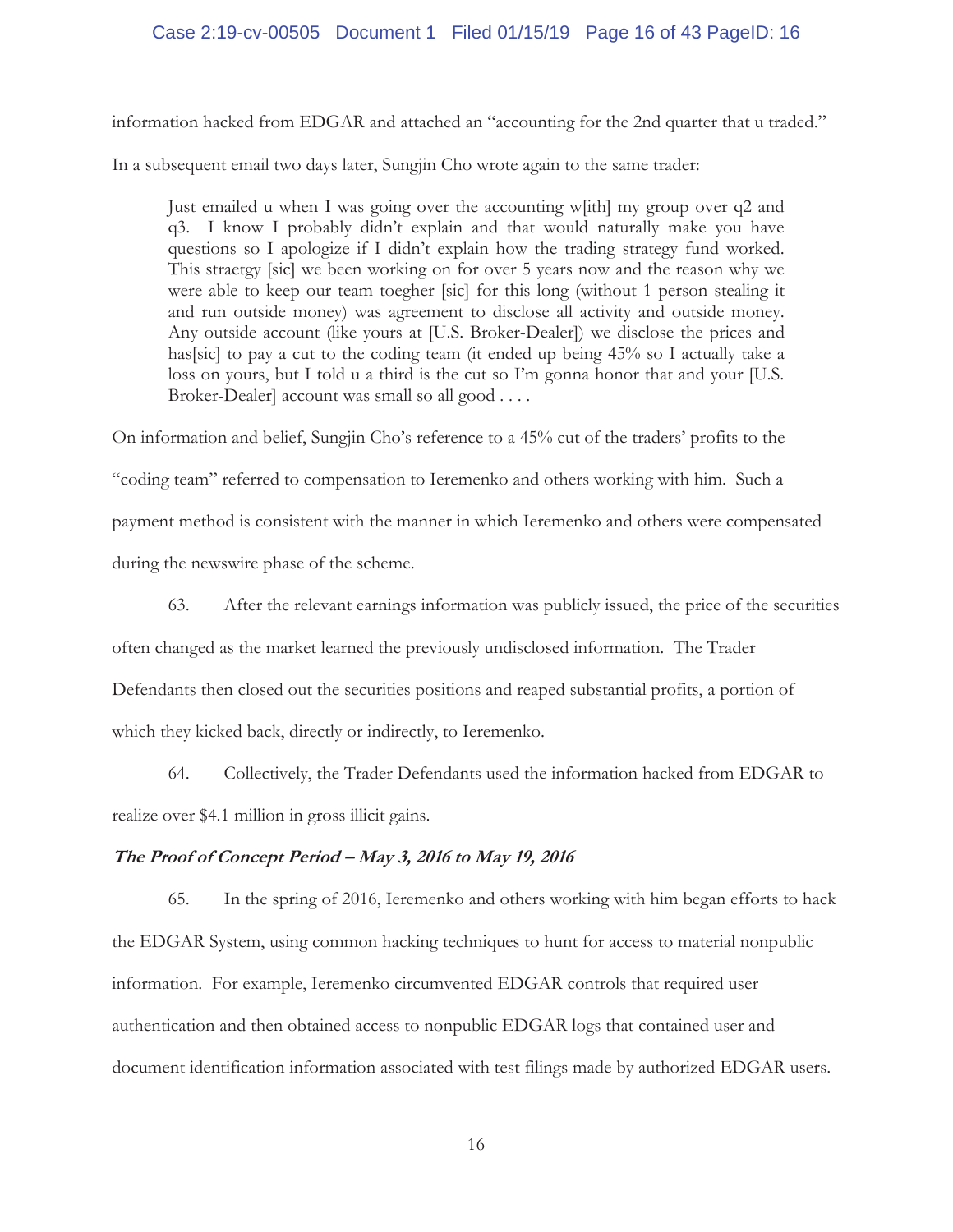information hacked from EDGAR and attached an "accounting for the 2nd quarter that u traded."

In a subsequent email two days later, Sungjin Cho wrote again to the same trader:

> Just emailed u when I was going over the accounting w[ith] my group over q2 and q3. I know I probably didn't explain and that would naturally make you have questions so I apologize if I didn't explain how the trading strategy fund worked. This straetgy [sic] we been working on for over 5 years now and the reason why we were able to keep our team toegher [sic] for this long (without 1 person stealing it and run outside money) was agreement to disclose all activity and outside money. Any outside account (like yours at [U.S. Broker-Dealer]) we disclose the prices and has[sic] to pay a cut to the coding team (it ended up being 45% so I actually take a loss on yours, but I told u a third is the cut so I'm gonna honor that and your [U.S. Broker-Dealer] account was small so all good . . . .

On information and belief, Sungjin Cho's reference to a 45% cut of the traders' profits to the "coding team" referred to compensation to Ieremenko and others working with him. Such a payment method is consistent with the manner in which Ieremenko and others were compensated during the newswire phase of the scheme.

63. After the relevant earnings information was publicly issued, the price of the securities often changed as the market learned the previously undisclosed information. The Trader Defendants then closed out the securities positions and reaped substantial profits, a portion of which they kicked back, directly or indirectly, to Ieremenko.

64. Collectively, the Trader Defendants used the information hacked from EDGAR to realize over $4.1 million in gross illicit gains.

***The Proof of Concept Period – May 3, 2016 to May 19, 2016***

65. In the spring of 2016, Ieremenko and others working with him began efforts to hack the EDGAR System, using common hacking techniques to hunt for access to material nonpublic information. For example, Ieremenko circumvented EDGAR controls that required user authentication and then obtained access to nonpublic EDGAR logs that contained user and document identification information associated with test filings made by authorized EDGAR users.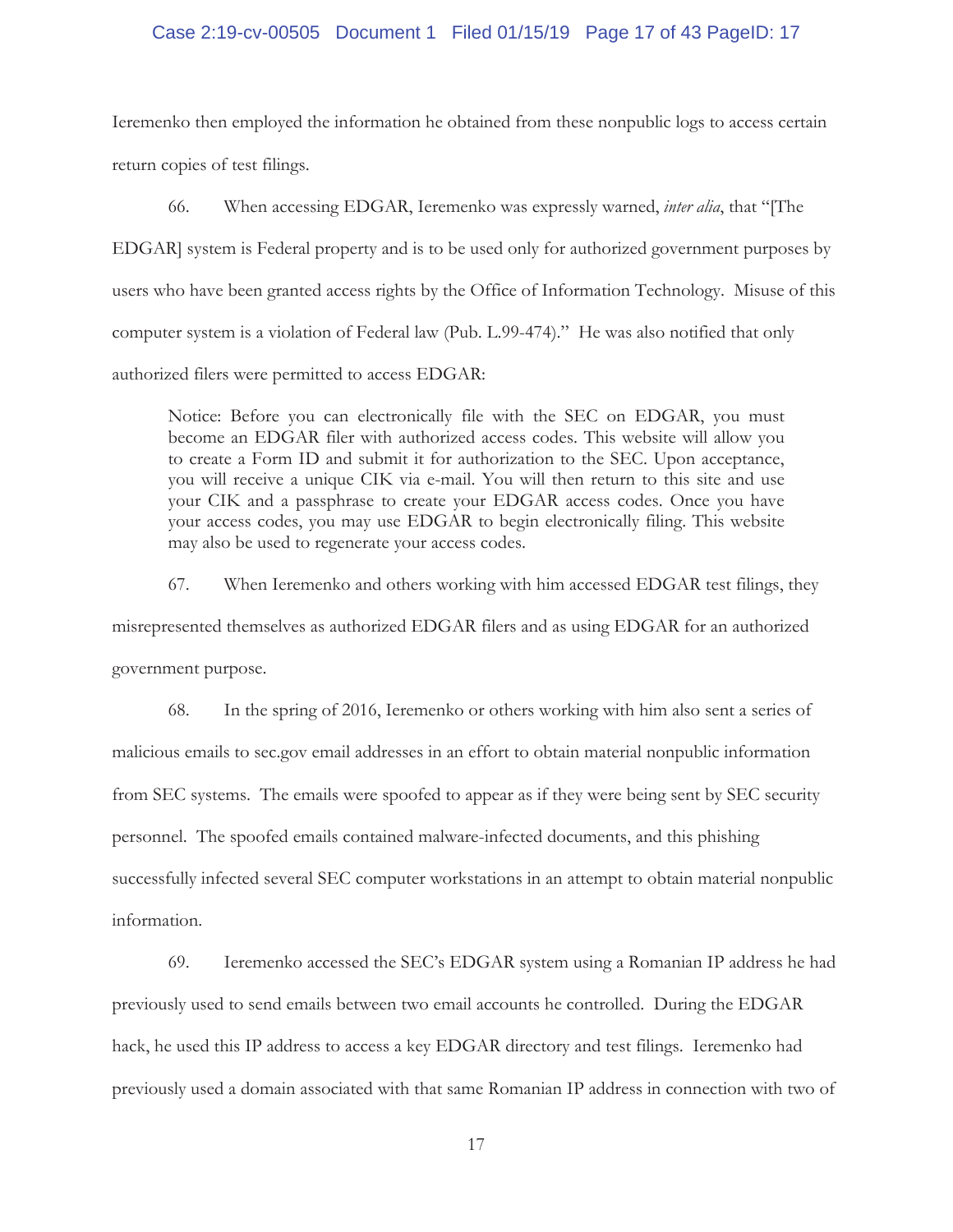Ieremenko then employed the information he obtained from these nonpublic logs to access certain return copies of test filings.

66. When accessing EDGAR, Ieremenko was expressly warned, *inter alia*, that "[The EDGAR] system is Federal property and is to be used only for authorized government purposes by users who have been granted access rights by the Office of Information Technology. Misuse of this computer system is a violation of Federal law (Pub. L.99-474)." He was also notified that only authorized filers were permitted to access EDGAR:

> Notice: Before you can electronically file with the SEC on EDGAR, you must become an EDGAR filer with authorized access codes. This website will allow you to create a Form ID and submit it for authorization to the SEC. Upon acceptance, you will receive a unique CIK via e-mail. You will then return to this site and use your CIK and a passphrase to create your EDGAR access codes. Once you have your access codes, you may use EDGAR to begin electronically filing. This website may also be used to regenerate your access codes.

67. When Ieremenko and others working with him accessed EDGAR test filings, they misrepresented themselves as authorized EDGAR filers and as using EDGAR for an authorized government purpose.

68. In the spring of 2016, Ieremenko or others working with him also sent a series of malicious emails to sec.gov email addresses in an effort to obtain material nonpublic information from SEC systems. The emails were spoofed to appear as if they were being sent by SEC security personnel. The spoofed emails contained malware-infected documents, and this phishing successfully infected several SEC computer workstations in an attempt to obtain material nonpublic information.

69. Ieremenko accessed the SEC's EDGAR system using a Romanian IP address he had previously used to send emails between two email accounts he controlled. During the EDGAR hack, he used this IP address to access a key EDGAR directory and test filings. Ieremenko had previously used a domain associated with that same Romanian IP address in connection with two of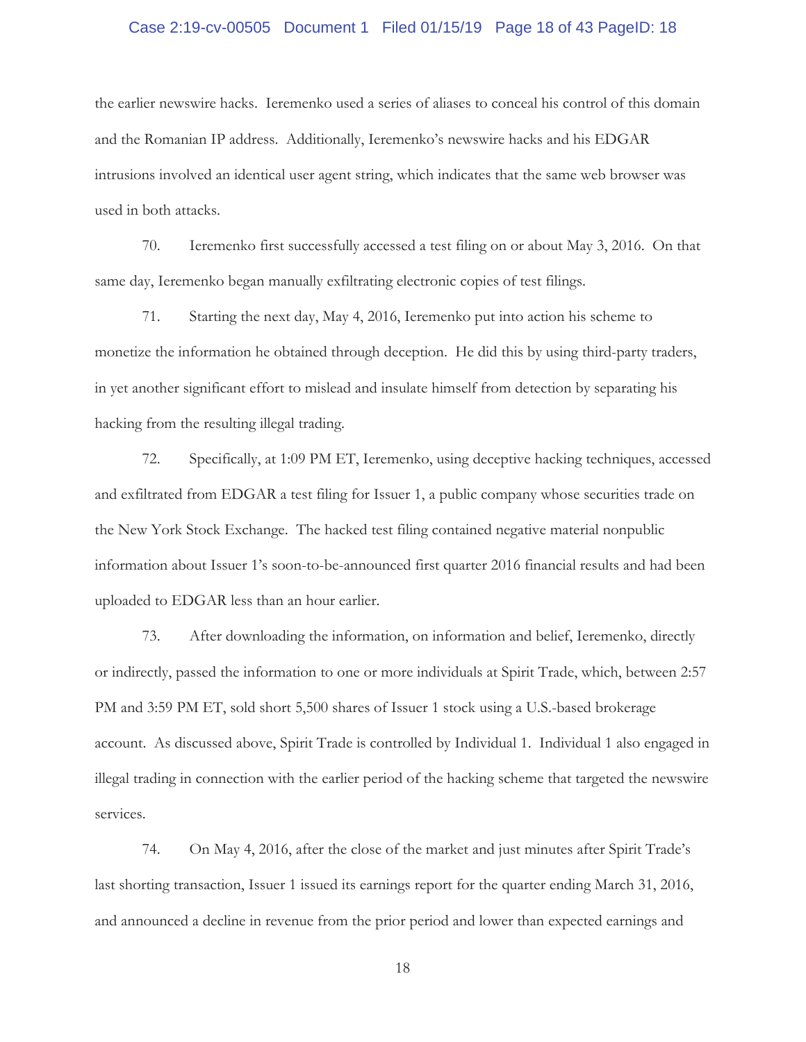the earlier newswire hacks. Ieremenko used a series of aliases to conceal his control of this domain and the Romanian IP address. Additionally, Ieremenko's newswire hacks and his EDGAR intrusions involved an identical user agent string, which indicates that the same web browser was used in both attacks.

70. Ieremenko first successfully accessed a test filing on or about May 3, 2016. On that same day, Ieremenko began manually exfiltrating electronic copies of test filings.

71. Starting the next day, May 4, 2016, Ieremenko put into action his scheme to monetize the information he obtained through deception. He did this by using third-party traders, in yet another significant effort to mislead and insulate himself from detection by separating his hacking from the resulting illegal trading.

72. Specifically, at 1:09 PM ET, Ieremenko, using deceptive hacking techniques, accessed and exfiltrated from EDGAR a test filing for Issuer 1, a public company whose securities trade on the New York Stock Exchange. The hacked test filing contained negative material nonpublic information about Issuer 1's soon-to-be-announced first quarter 2016 financial results and had been uploaded to EDGAR less than an hour earlier.

73. After downloading the information, on information and belief, Ieremenko, directly or indirectly, passed the information to one or more individuals at Spirit Trade, which, between 2:57 PM and 3:59 PM ET, sold short 5,500 shares of Issuer 1 stock using a U.S.-based brokerage account. As discussed above, Spirit Trade is controlled by Individual 1. Individual 1 also engaged in illegal trading in connection with the earlier period of the hacking scheme that targeted the newswire services.

74. On May 4, 2016, after the close of the market and just minutes after Spirit Trade's last shorting transaction, Issuer 1 issued its earnings report for the quarter ending March 31, 2016, and announced a decline in revenue from the prior period and lower than expected earnings and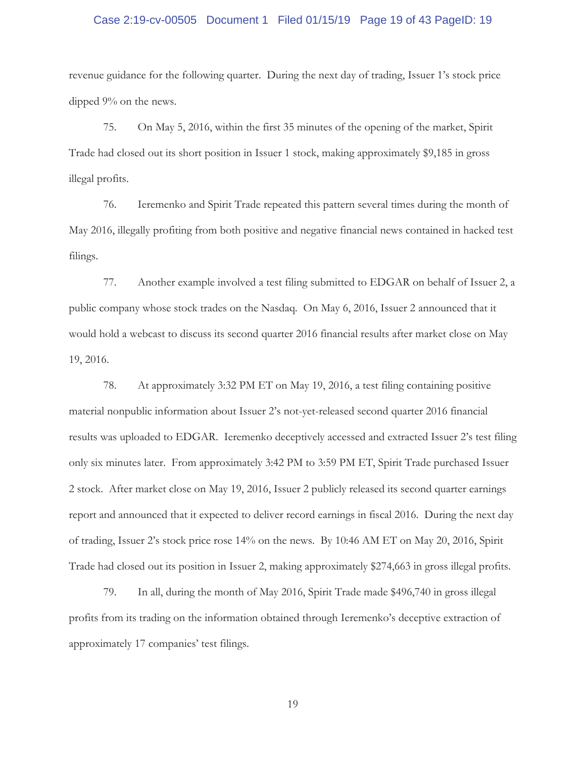revenue guidance for the following quarter. During the next day of trading, Issuer 1's stock price dipped 9% on the news.

75. On May 5, 2016, within the first 35 minutes of the opening of the market, Spirit Trade had closed out its short position in Issuer 1 stock, making approximately $9,185 in gross illegal profits.

76. Ieremenko and Spirit Trade repeated this pattern several times during the month of May 2016, illegally profiting from both positive and negative financial news contained in hacked test filings.

77. Another example involved a test filing submitted to EDGAR on behalf of Issuer 2, a public company whose stock trades on the Nasdaq. On May 6, 2016, Issuer 2 announced that it would hold a webcast to discuss its second quarter 2016 financial results after market close on May 19, 2016.

78. At approximately 3:32 PM ET on May 19, 2016, a test filing containing positive material nonpublic information about Issuer 2's not-yet-released second quarter 2016 financial results was uploaded to EDGAR. Ieremenko deceptively accessed and extracted Issuer 2's test filing only six minutes later. From approximately 3:42 PM to 3:59 PM ET, Spirit Trade purchased Issuer 2 stock. After market close on May 19, 2016, Issuer 2 publicly released its second quarter earnings report and announced that it expected to deliver record earnings in fiscal 2016. During the next day of trading, Issuer 2's stock price rose 14% on the news. By 10:46 AM ET on May 20, 2016, Spirit Trade had closed out its position in Issuer 2, making approximately $274,663 in gross illegal profits.

79. In all, during the month of May 2016, Spirit Trade made $496,740 in gross illegal profits from its trading on the information obtained through Ieremenko's deceptive extraction of approximately 17 companies' test filings.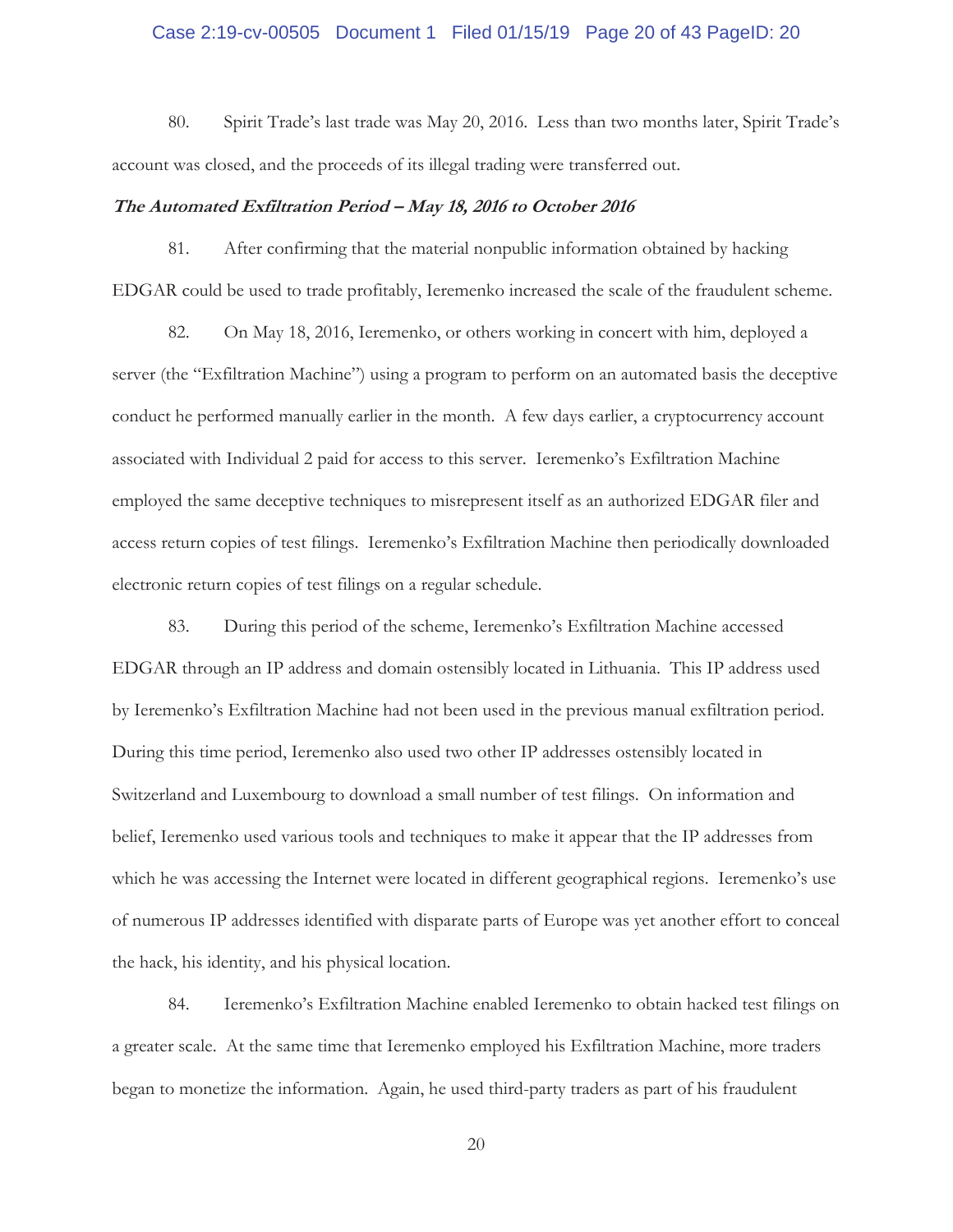80. Spirit Trade's last trade was May 20, 2016. Less than two months later, Spirit Trade's account was closed, and the proceeds of its illegal trading were transferred out.

***The Automated Exfiltration Period – May 18, 2016 to October 2016***

81. After confirming that the material nonpublic information obtained by hacking EDGAR could be used to trade profitably, Ieremenko increased the scale of the fraudulent scheme.

82. On May 18, 2016, Ieremenko, or others working in concert with him, deployed a server (the "Exfiltration Machine") using a program to perform on an automated basis the deceptive conduct he performed manually earlier in the month. A few days earlier, a cryptocurrency account associated with Individual 2 paid for access to this server. Ieremenko's Exfiltration Machine employed the same deceptive techniques to misrepresent itself as an authorized EDGAR filer and access return copies of test filings. Ieremenko's Exfiltration Machine then periodically downloaded electronic return copies of test filings on a regular schedule.

83. During this period of the scheme, Ieremenko's Exfiltration Machine accessed EDGAR through an IP address and domain ostensibly located in Lithuania. This IP address used by Ieremenko's Exfiltration Machine had not been used in the previous manual exfiltration period. During this time period, Ieremenko also used two other IP addresses ostensibly located in Switzerland and Luxembourg to download a small number of test filings. On information and belief, Ieremenko used various tools and techniques to make it appear that the IP addresses from which he was accessing the Internet were located in different geographical regions. Ieremenko's use of numerous IP addresses identified with disparate parts of Europe was yet another effort to conceal the hack, his identity, and his physical location.

84. Ieremenko's Exfiltration Machine enabled Ieremenko to obtain hacked test filings on a greater scale. At the same time that Ieremenko employed his Exfiltration Machine, more traders began to monetize the information. Again, he used third-party traders as part of his fraudulent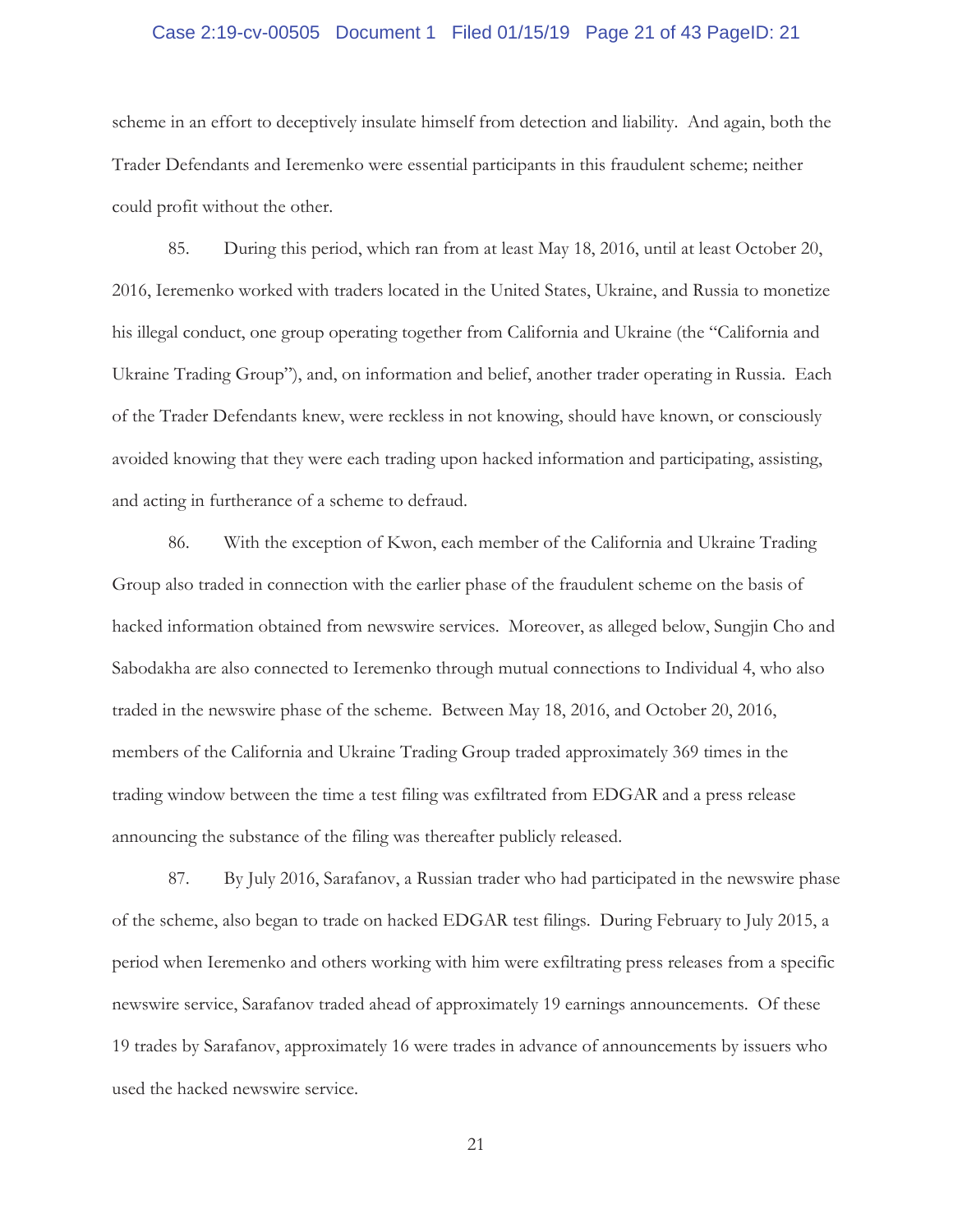scheme in an effort to deceptively insulate himself from detection and liability. And again, both the Trader Defendants and Ieremenko were essential participants in this fraudulent scheme; neither could profit without the other.

85. During this period, which ran from at least May 18, 2016, until at least October 20, 2016, Ieremenko worked with traders located in the United States, Ukraine, and Russia to monetize his illegal conduct, one group operating together from California and Ukraine (the "California and Ukraine Trading Group"), and, on information and belief, another trader operating in Russia. Each of the Trader Defendants knew, were reckless in not knowing, should have known, or consciously avoided knowing that they were each trading upon hacked information and participating, assisting, and acting in furtherance of a scheme to defraud.

86. With the exception of Kwon, each member of the California and Ukraine Trading Group also traded in connection with the earlier phase of the fraudulent scheme on the basis of hacked information obtained from newswire services. Moreover, as alleged below, Sungjin Cho and Sabodakha are also connected to Ieremenko through mutual connections to Individual 4, who also traded in the newswire phase of the scheme. Between May 18, 2016, and October 20, 2016, members of the California and Ukraine Trading Group traded approximately 369 times in the trading window between the time a test filing was exfiltrated from EDGAR and a press release announcing the substance of the filing was thereafter publicly released.

87. By July 2016, Sarafanov, a Russian trader who had participated in the newswire phase of the scheme, also began to trade on hacked EDGAR test filings. During February to July 2015, a period when Ieremenko and others working with him were exfiltrating press releases from a specific newswire service, Sarafanov traded ahead of approximately 19 earnings announcements. Of these 19 trades by Sarafanov, approximately 16 were trades in advance of announcements by issuers who used the hacked newswire service.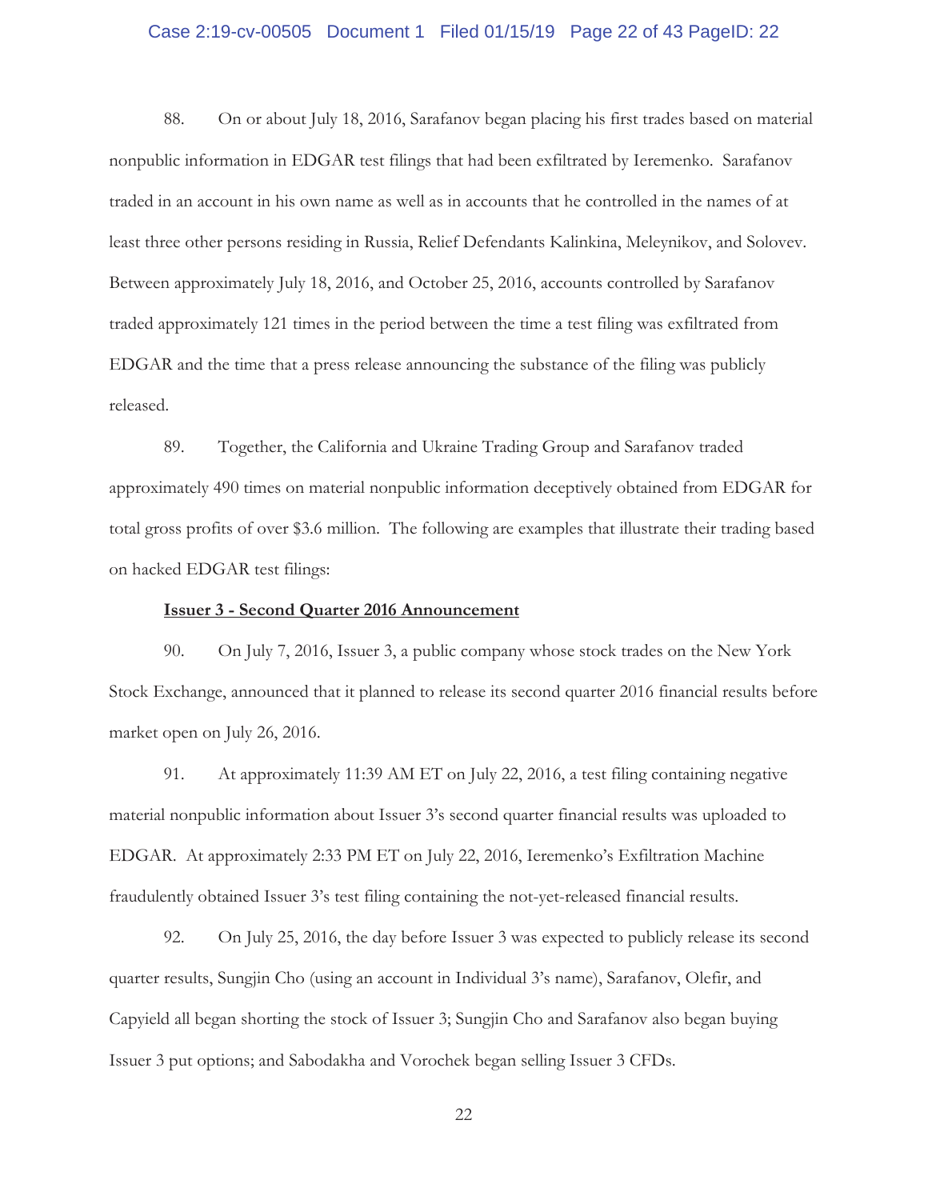88. On or about July 18, 2016, Sarafanov began placing his first trades based on material nonpublic information in EDGAR test filings that had been exfiltrated by Ieremenko. Sarafanov traded in an account in his own name as well as in accounts that he controlled in the names of at least three other persons residing in Russia, Relief Defendants Kalinkina, Meleynikov, and Solovev. Between approximately July 18, 2016, and October 25, 2016, accounts controlled by Sarafanov traded approximately 121 times in the period between the time a test filing was exfiltrated from EDGAR and the time that a press release announcing the substance of the filing was publicly released.

89. Together, the California and Ukraine Trading Group and Sarafanov traded approximately 490 times on material nonpublic information deceptively obtained from EDGAR for total gross profits of over $3.6 million. The following are examples that illustrate their trading based on hacked EDGAR test filings:

**Issuer 3 - Second Quarter 2016 Announcement**

90. On July 7, 2016, Issuer 3, a public company whose stock trades on the New York Stock Exchange, announced that it planned to release its second quarter 2016 financial results before market open on July 26, 2016.

91. At approximately 11:39 AM ET on July 22, 2016, a test filing containing negative material nonpublic information about Issuer 3's second quarter financial results was uploaded to EDGAR. At approximately 2:33 PM ET on July 22, 2016, Ieremenko's Exfiltration Machine fraudulently obtained Issuer 3's test filing containing the not-yet-released financial results.

92. On July 25, 2016, the day before Issuer 3 was expected to publicly release its second quarter results, Sungjin Cho (using an account in Individual 3's name), Sarafanov, Olefir, and Capyield all began shorting the stock of Issuer 3; Sungjin Cho and Sarafanov also began buying Issuer 3 put options; and Sabodakha and Vorochek began selling Issuer 3 CFDs.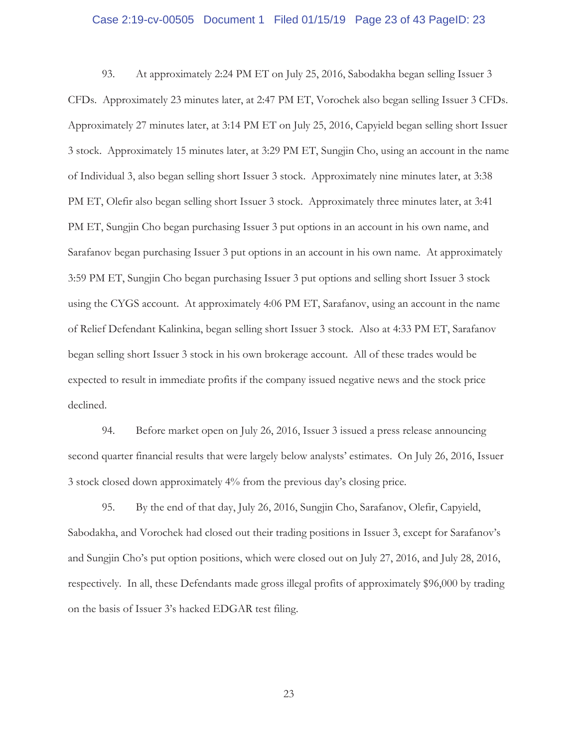93. At approximately 2:24 PM ET on July 25, 2016, Sabodakha began selling Issuer 3 CFDs. Approximately 23 minutes later, at 2:47 PM ET, Vorochek also began selling Issuer 3 CFDs. Approximately 27 minutes later, at 3:14 PM ET on July 25, 2016, Capyield began selling short Issuer 3 stock. Approximately 15 minutes later, at 3:29 PM ET, Sungjin Cho, using an account in the name of Individual 3, also began selling short Issuer 3 stock. Approximately nine minutes later, at 3:38 PM ET, Olefir also began selling short Issuer 3 stock. Approximately three minutes later, at 3:41 PM ET, Sungjin Cho began purchasing Issuer 3 put options in an account in his own name, and Sarafanov began purchasing Issuer 3 put options in an account in his own name. At approximately 3:59 PM ET, Sungjin Cho began purchasing Issuer 3 put options and selling short Issuer 3 stock using the CYGS account. At approximately 4:06 PM ET, Sarafanov, using an account in the name of Relief Defendant Kalinkina, began selling short Issuer 3 stock. Also at 4:33 PM ET, Sarafanov began selling short Issuer 3 stock in his own brokerage account. All of these trades would be expected to result in immediate profits if the company issued negative news and the stock price declined.

94. Before market open on July 26, 2016, Issuer 3 issued a press release announcing second quarter financial results that were largely below analysts' estimates. On July 26, 2016, Issuer 3 stock closed down approximately 4% from the previous day's closing price.

95. By the end of that day, July 26, 2016, Sungjin Cho, Sarafanov, Olefir, Capyield, Sabodakha, and Vorochek had closed out their trading positions in Issuer 3, except for Sarafanov's and Sungjin Cho's put option positions, which were closed out on July 27, 2016, and July 28, 2016, respectively. In all, these Defendants made gross illegal profits of approximately $96,000 by trading on the basis of Issuer 3's hacked EDGAR test filing.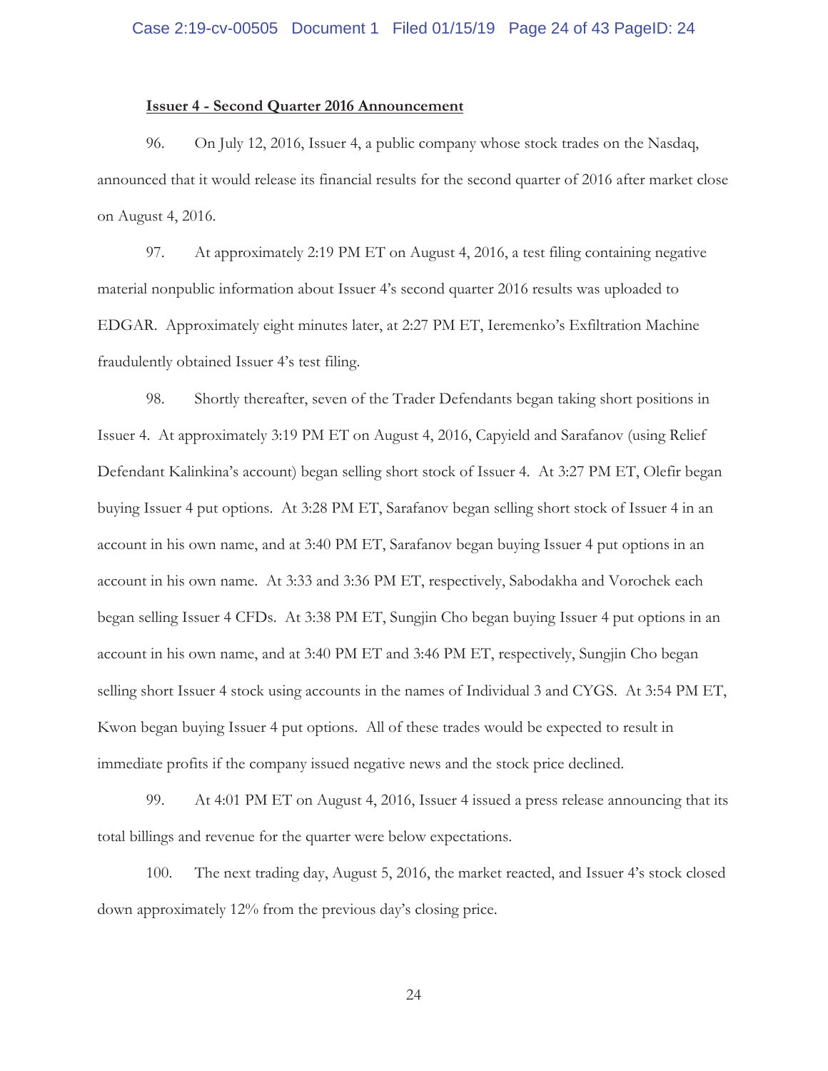**Issuer 4 - Second Quarter 2016 Announcement**

96. On July 12, 2016, Issuer 4, a public company whose stock trades on the Nasdaq, announced that it would release its financial results for the second quarter of 2016 after market close on August 4, 2016.

97. At approximately 2:19 PM ET on August 4, 2016, a test filing containing negative material nonpublic information about Issuer 4's second quarter 2016 results was uploaded to EDGAR. Approximately eight minutes later, at 2:27 PM ET, Ieremenko's Exfiltration Machine fraudulently obtained Issuer 4's test filing.

98. Shortly thereafter, seven of the Trader Defendants began taking short positions in Issuer 4. At approximately 3:19 PM ET on August 4, 2016, Capyield and Sarafanov (using Relief Defendant Kalinkina's account) began selling short stock of Issuer 4. At 3:27 PM ET, Olefir began buying Issuer 4 put options. At 3:28 PM ET, Sarafanov began selling short stock of Issuer 4 in an account in his own name, and at 3:40 PM ET, Sarafanov began buying Issuer 4 put options in an account in his own name. At 3:33 and 3:36 PM ET, respectively, Sabodakha and Vorochek each began selling Issuer 4 CFDs. At 3:38 PM ET, Sungjin Cho began buying Issuer 4 put options in an account in his own name, and at 3:40 PM ET and 3:46 PM ET, respectively, Sungjin Cho began selling short Issuer 4 stock using accounts in the names of Individual 3 and CYGS. At 3:54 PM ET, Kwon began buying Issuer 4 put options. All of these trades would be expected to result in immediate profits if the company issued negative news and the stock price declined.

99. At 4:01 PM ET on August 4, 2016, Issuer 4 issued a press release announcing that its total billings and revenue for the quarter were below expectations.

100. The next trading day, August 5, 2016, the market reacted, and Issuer 4's stock closed down approximately 12% from the previous day's closing price.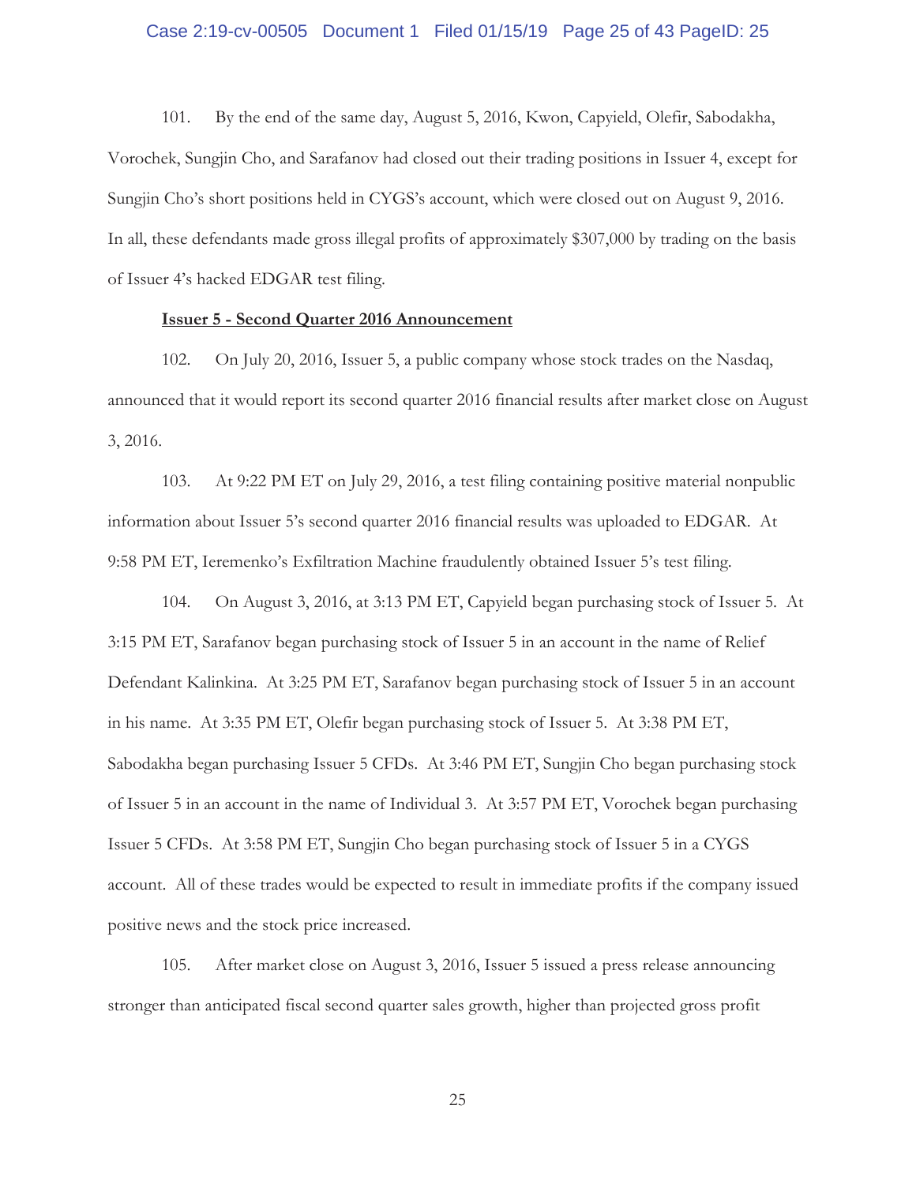101. By the end of the same day, August 5, 2016, Kwon, Capyield, Olefir, Sabodakha, Vorochek, Sungjin Cho, and Sarafanov had closed out their trading positions in Issuer 4, except for Sungjin Cho's short positions held in CYGS's account, which were closed out on August 9, 2016. In all, these defendants made gross illegal profits of approximately $307,000 by trading on the basis of Issuer 4's hacked EDGAR test filing.

**Issuer 5 - Second Quarter 2016 Announcement**

102. On July 20, 2016, Issuer 5, a public company whose stock trades on the Nasdaq, announced that it would report its second quarter 2016 financial results after market close on August 3, 2016.

103. At 9:22 PM ET on July 29, 2016, a test filing containing positive material nonpublic information about Issuer 5's second quarter 2016 financial results was uploaded to EDGAR. At 9:58 PM ET, Ieremenko's Exfiltration Machine fraudulently obtained Issuer 5's test filing.

104. On August 3, 2016, at 3:13 PM ET, Capyield began purchasing stock of Issuer 5. At 3:15 PM ET, Sarafanov began purchasing stock of Issuer 5 in an account in the name of Relief Defendant Kalinkina. At 3:25 PM ET, Sarafanov began purchasing stock of Issuer 5 in an account in his name. At 3:35 PM ET, Olefir began purchasing stock of Issuer 5. At 3:38 PM ET, Sabodakha began purchasing Issuer 5 CFDs. At 3:46 PM ET, Sungjin Cho began purchasing stock of Issuer 5 in an account in the name of Individual 3. At 3:57 PM ET, Vorochek began purchasing Issuer 5 CFDs. At 3:58 PM ET, Sungjin Cho began purchasing stock of Issuer 5 in a CYGS account. All of these trades would be expected to result in immediate profits if the company issued positive news and the stock price increased.

105. After market close on August 3, 2016, Issuer 5 issued a press release announcing stronger than anticipated fiscal second quarter sales growth, higher than projected gross profit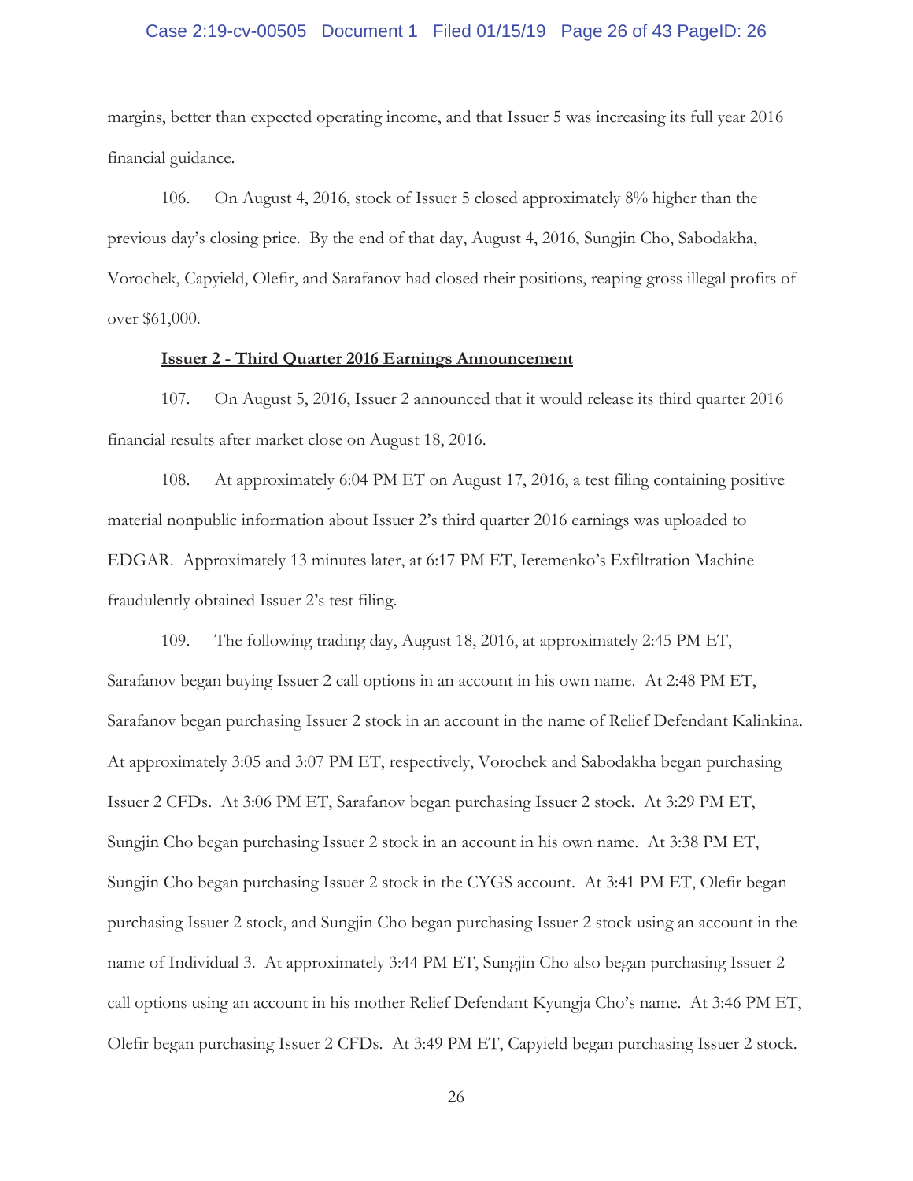margins, better than expected operating income, and that Issuer 5 was increasing its full year 2016 financial guidance.

106. On August 4, 2016, stock of Issuer 5 closed approximately 8% higher than the previous day's closing price. By the end of that day, August 4, 2016, Sungjin Cho, Sabodakha, Vorochek, Capyield, Olefir, and Sarafanov had closed their positions, reaping gross illegal profits of over $61,000.

**Issuer 2 - Third Quarter 2016 Earnings Announcement**

107. On August 5, 2016, Issuer 2 announced that it would release its third quarter 2016 financial results after market close on August 18, 2016.

108. At approximately 6:04 PM ET on August 17, 2016, a test filing containing positive material nonpublic information about Issuer 2's third quarter 2016 earnings was uploaded to EDGAR. Approximately 13 minutes later, at 6:17 PM ET, Ieremenko's Exfiltration Machine fraudulently obtained Issuer 2's test filing.

109. The following trading day, August 18, 2016, at approximately 2:45 PM ET, Sarafanov began buying Issuer 2 call options in an account in his own name. At 2:48 PM ET, Sarafanov began purchasing Issuer 2 stock in an account in the name of Relief Defendant Kalinkina. At approximately 3:05 and 3:07 PM ET, respectively, Vorochek and Sabodakha began purchasing Issuer 2 CFDs. At 3:06 PM ET, Sarafanov began purchasing Issuer 2 stock. At 3:29 PM ET, Sungjin Cho began purchasing Issuer 2 stock in an account in his own name. At 3:38 PM ET, Sungjin Cho began purchasing Issuer 2 stock in the CYGS account. At 3:41 PM ET, Olefir began purchasing Issuer 2 stock, and Sungjin Cho began purchasing Issuer 2 stock using an account in the name of Individual 3. At approximately 3:44 PM ET, Sungjin Cho also began purchasing Issuer 2 call options using an account in his mother Relief Defendant Kyungja Cho's name. At 3:46 PM ET, Olefir began purchasing Issuer 2 CFDs. At 3:49 PM ET, Capyield began purchasing Issuer 2 stock.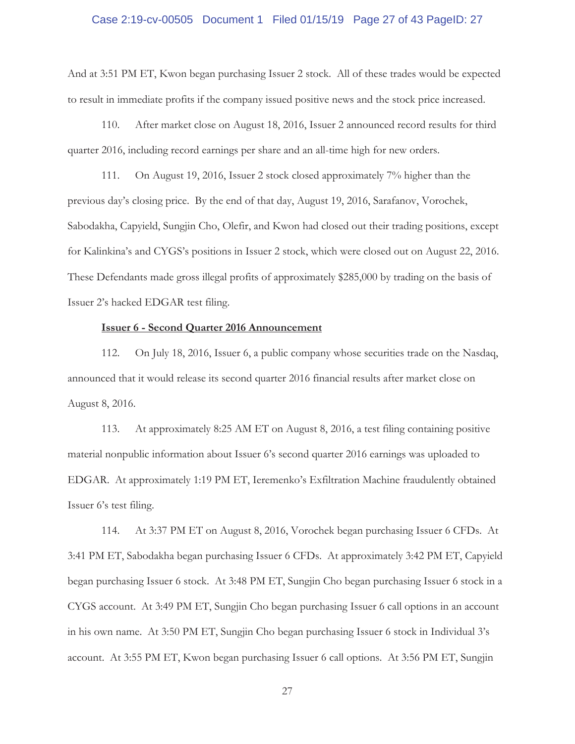And at 3:51 PM ET, Kwon began purchasing Issuer 2 stock. All of these trades would be expected to result in immediate profits if the company issued positive news and the stock price increased.

110. After market close on August 18, 2016, Issuer 2 announced record results for third quarter 2016, including record earnings per share and an all-time high for new orders.

111. On August 19, 2016, Issuer 2 stock closed approximately 7% higher than the previous day's closing price. By the end of that day, August 19, 2016, Sarafanov, Vorochek, Sabodakha, Capyield, Sungjin Cho, Olefir, and Kwon had closed out their trading positions, except for Kalinkina's and CYGS's positions in Issuer 2 stock, which were closed out on August 22, 2016. These Defendants made gross illegal profits of approximately $285,000 by trading on the basis of Issuer 2's hacked EDGAR test filing.

**<u>Issuer 6 - Second Quarter 2016 Announcement</u>**

112. On July 18, 2016, Issuer 6, a public company whose securities trade on the Nasdaq, announced that it would release its second quarter 2016 financial results after market close on August 8, 2016.

113. At approximately 8:25 AM ET on August 8, 2016, a test filing containing positive material nonpublic information about Issuer 6's second quarter 2016 earnings was uploaded to EDGAR. At approximately 1:19 PM ET, Ieremenko's Exfiltration Machine fraudulently obtained Issuer 6's test filing.

114. At 3:37 PM ET on August 8, 2016, Vorochek began purchasing Issuer 6 CFDs. At 3:41 PM ET, Sabodakha began purchasing Issuer 6 CFDs. At approximately 3:42 PM ET, Capyield began purchasing Issuer 6 stock. At 3:48 PM ET, Sungjin Cho began purchasing Issuer 6 stock in a CYGS account. At 3:49 PM ET, Sungjin Cho began purchasing Issuer 6 call options in an account in his own name. At 3:50 PM ET, Sungjin Cho began purchasing Issuer 6 stock in Individual 3's account. At 3:55 PM ET, Kwon began purchasing Issuer 6 call options. At 3:56 PM ET, Sungjin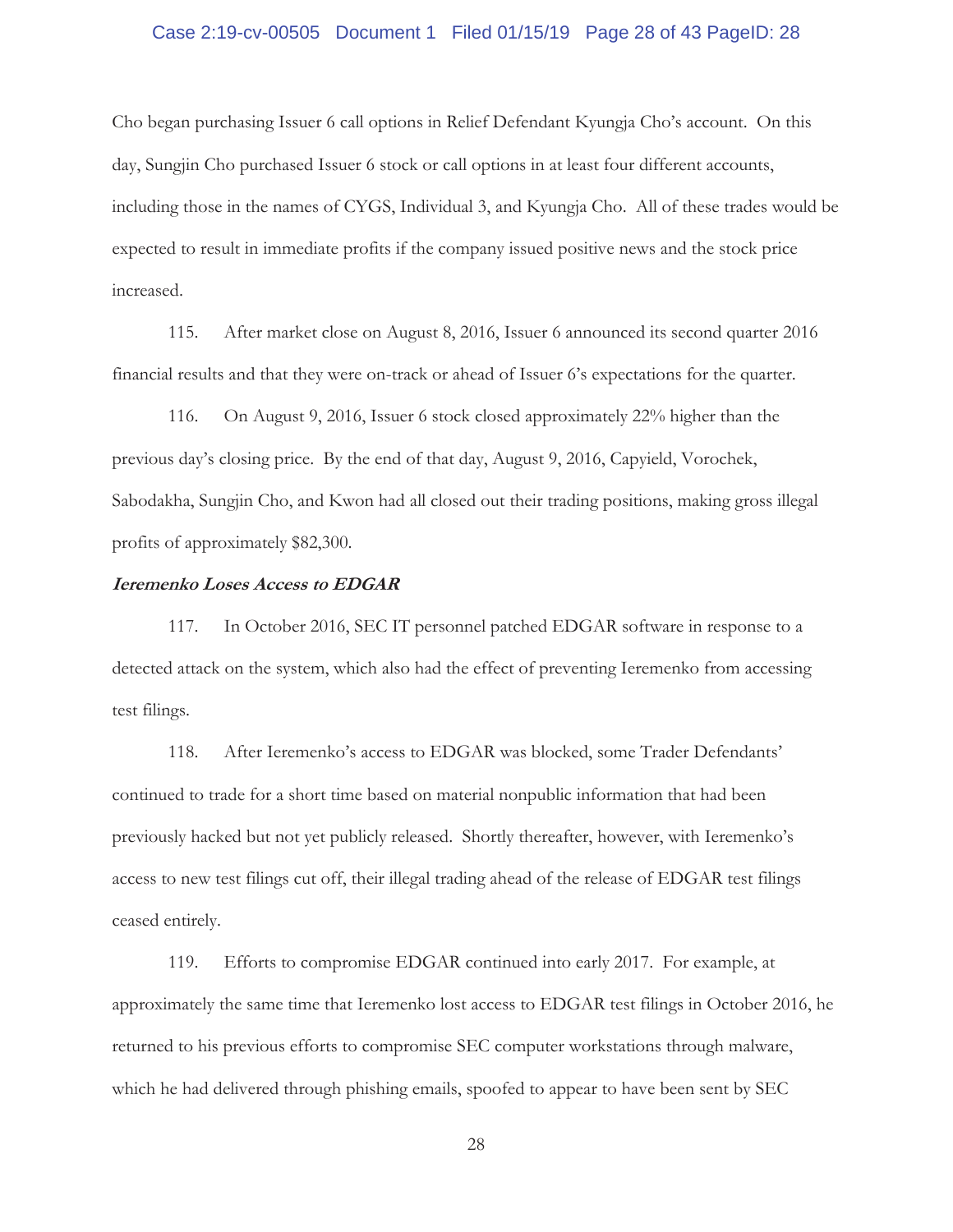Cho began purchasing Issuer 6 call options in Relief Defendant Kyungja Cho's account. On this day, Sungjin Cho purchased Issuer 6 stock or call options in at least four different accounts, including those in the names of CYGS, Individual 3, and Kyungja Cho. All of these trades would be expected to result in immediate profits if the company issued positive news and the stock price increased.

115. After market close on August 8, 2016, Issuer 6 announced its second quarter 2016 financial results and that they were on-track or ahead of Issuer 6's expectations for the quarter.

116. On August 9, 2016, Issuer 6 stock closed approximately 22% higher than the previous day's closing price. By the end of that day, August 9, 2016, Capyield, Vorochek, Sabodakha, Sungjin Cho, and Kwon had all closed out their trading positions, making gross illegal profits of approximately $82,300.

***Ieremenko Loses Access to EDGAR***

117. In October 2016, SEC IT personnel patched EDGAR software in response to a detected attack on the system, which also had the effect of preventing Ieremenko from accessing test filings.

118. After Ieremenko's access to EDGAR was blocked, some Trader Defendants' continued to trade for a short time based on material nonpublic information that had been previously hacked but not yet publicly released. Shortly thereafter, however, with Ieremenko's access to new test filings cut off, their illegal trading ahead of the release of EDGAR test filings ceased entirely.

119. Efforts to compromise EDGAR continued into early 2017. For example, at approximately the same time that Ieremenko lost access to EDGAR test filings in October 2016, he returned to his previous efforts to compromise SEC computer workstations through malware, which he had delivered through phishing emails, spoofed to appear to have been sent by SEC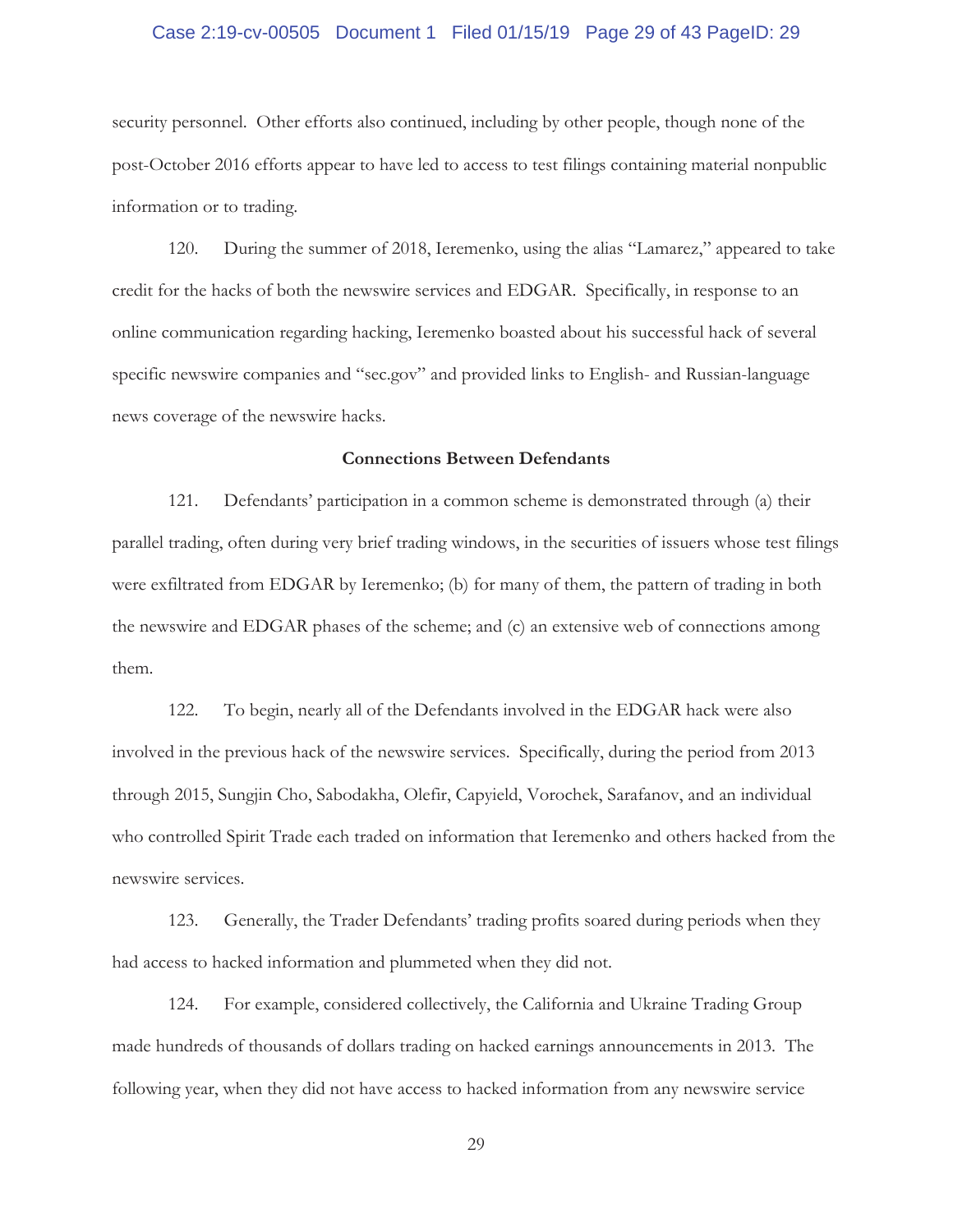security personnel. Other efforts also continued, including by other people, though none of the post-October 2016 efforts appear to have led to access to test filings containing material nonpublic information or to trading.

120. During the summer of 2018, Ieremenko, using the alias "Lamarez," appeared to take credit for the hacks of both the newswire services and EDGAR. Specifically, in response to an online communication regarding hacking, Ieremenko boasted about his successful hack of several specific newswire companies and "sec.gov" and provided links to English- and Russian-language news coverage of the newswire hacks.

**Connections Between Defendants**

121. Defendants' participation in a common scheme is demonstrated through (a) their parallel trading, often during very brief trading windows, in the securities of issuers whose test filings were exfiltrated from EDGAR by Ieremenko; (b) for many of them, the pattern of trading in both the newswire and EDGAR phases of the scheme; and (c) an extensive web of connections among them.

122. To begin, nearly all of the Defendants involved in the EDGAR hack were also involved in the previous hack of the newswire services. Specifically, during the period from 2013 through 2015, Sungjin Cho, Sabodakha, Olefir, Capyield, Vorochek, Sarafanov, and an individual who controlled Spirit Trade each traded on information that Ieremenko and others hacked from the newswire services.

123. Generally, the Trader Defendants' trading profits soared during periods when they had access to hacked information and plummeted when they did not.

124. For example, considered collectively, the California and Ukraine Trading Group made hundreds of thousands of dollars trading on hacked earnings announcements in 2013. The following year, when they did not have access to hacked information from any newswire service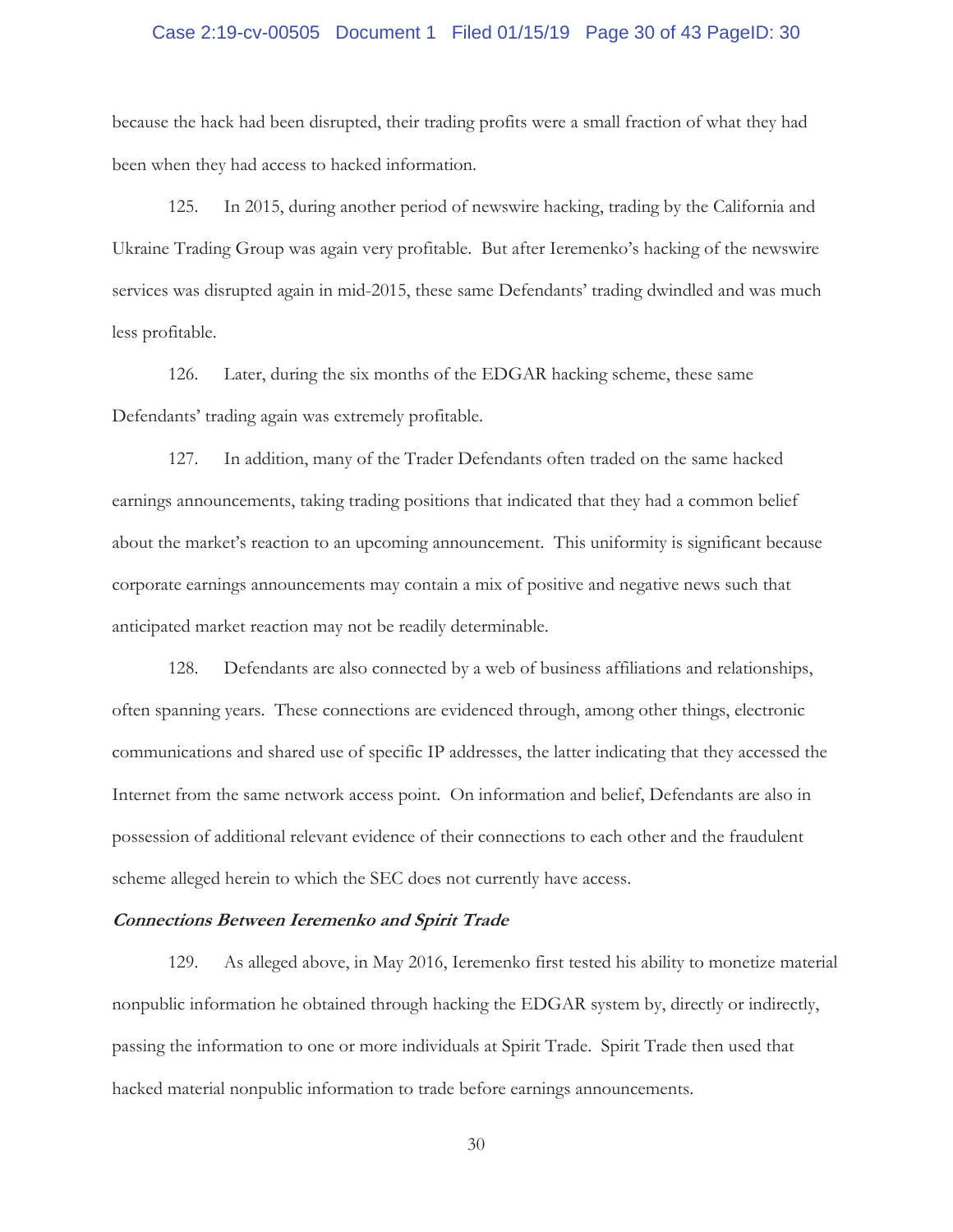because the hack had been disrupted, their trading profits were a small fraction of what they had been when they had access to hacked information.

125. In 2015, during another period of newswire hacking, trading by the California and Ukraine Trading Group was again very profitable. But after Ieremenko's hacking of the newswire services was disrupted again in mid-2015, these same Defendants' trading dwindled and was much less profitable.

126. Later, during the six months of the EDGAR hacking scheme, these same Defendants' trading again was extremely profitable.

127. In addition, many of the Trader Defendants often traded on the same hacked earnings announcements, taking trading positions that indicated that they had a common belief about the market's reaction to an upcoming announcement. This uniformity is significant because corporate earnings announcements may contain a mix of positive and negative news such that anticipated market reaction may not be readily determinable.

128. Defendants are also connected by a web of business affiliations and relationships, often spanning years. These connections are evidenced through, among other things, electronic communications and shared use of specific IP addresses, the latter indicating that they accessed the Internet from the same network access point. On information and belief, Defendants are also in possession of additional relevant evidence of their connections to each other and the fraudulent scheme alleged herein to which the SEC does not currently have access.

***Connections Between Ieremenko and Spirit Trade***

129. As alleged above, in May 2016, Ieremenko first tested his ability to monetize material nonpublic information he obtained through hacking the EDGAR system by, directly or indirectly, passing the information to one or more individuals at Spirit Trade. Spirit Trade then used that hacked material nonpublic information to trade before earnings announcements.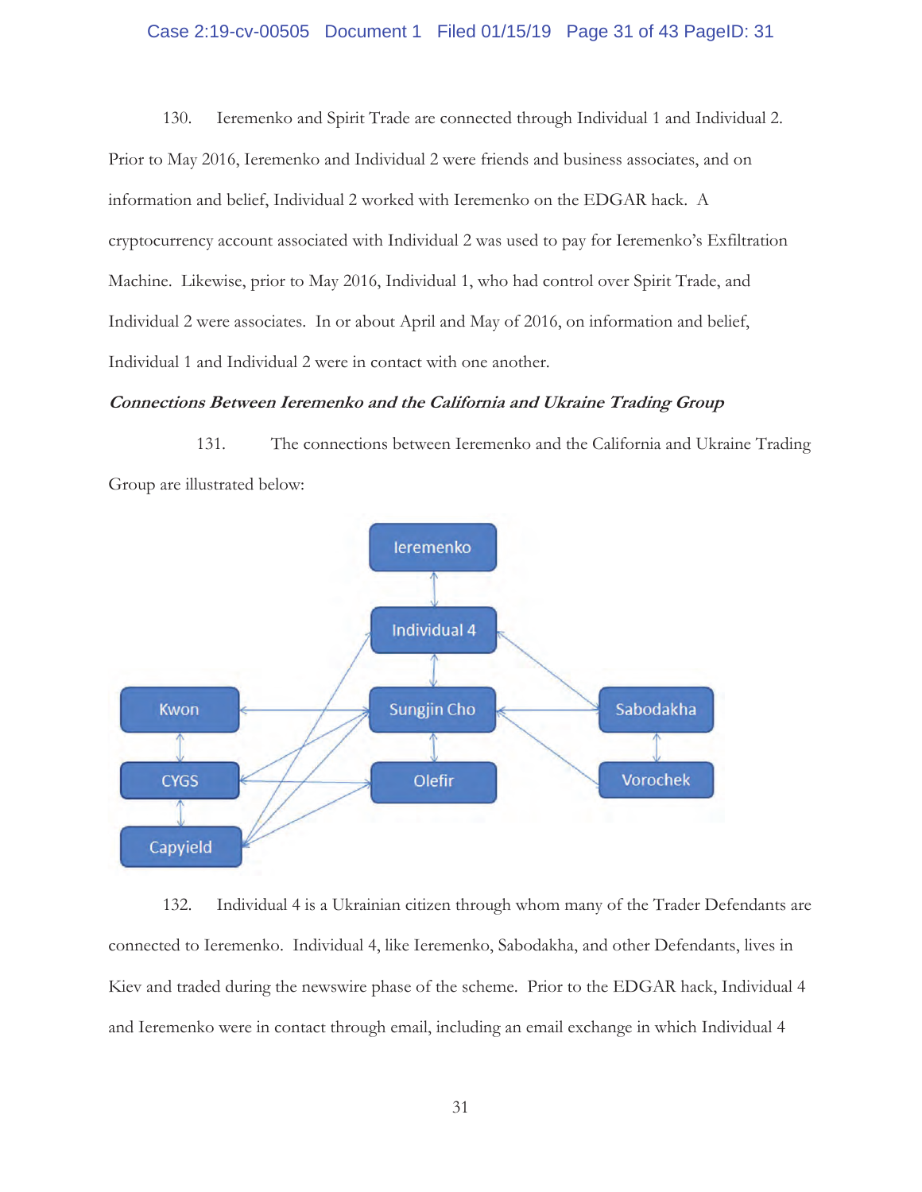130. Ieremenko and Spirit Trade are connected through Individual 1 and Individual 2. Prior to May 2016, Ieremenko and Individual 2 were friends and business associates, and on information and belief, Individual 2 worked with Ieremenko on the EDGAR hack. A cryptocurrency account associated with Individual 2 was used to pay for Ieremenko's Exfiltration Machine. Likewise, prior to May 2016, Individual 1, who had control over Spirit Trade, and Individual 2 were associates. In or about April and May of 2016, on information and belief, Individual 1 and Individual 2 were in contact with one another.

***Connections Between Ieremenko and the California and Ukraine Trading Group***

131. The connections between Ieremenko and the California and Ukraine Trading Group are illustrated below:

132. Individual 4 is a Ukrainian citizen through whom many of the Trader Defendants are connected to Ieremenko. Individual 4, like Ieremenko, Sabodakha, and other Defendants, lives in Kiev and traded during the newswire phase of the scheme. Prior to the EDGAR hack, Individual 4 and Ieremenko were in contact through email, including an email exchange in which Individual 4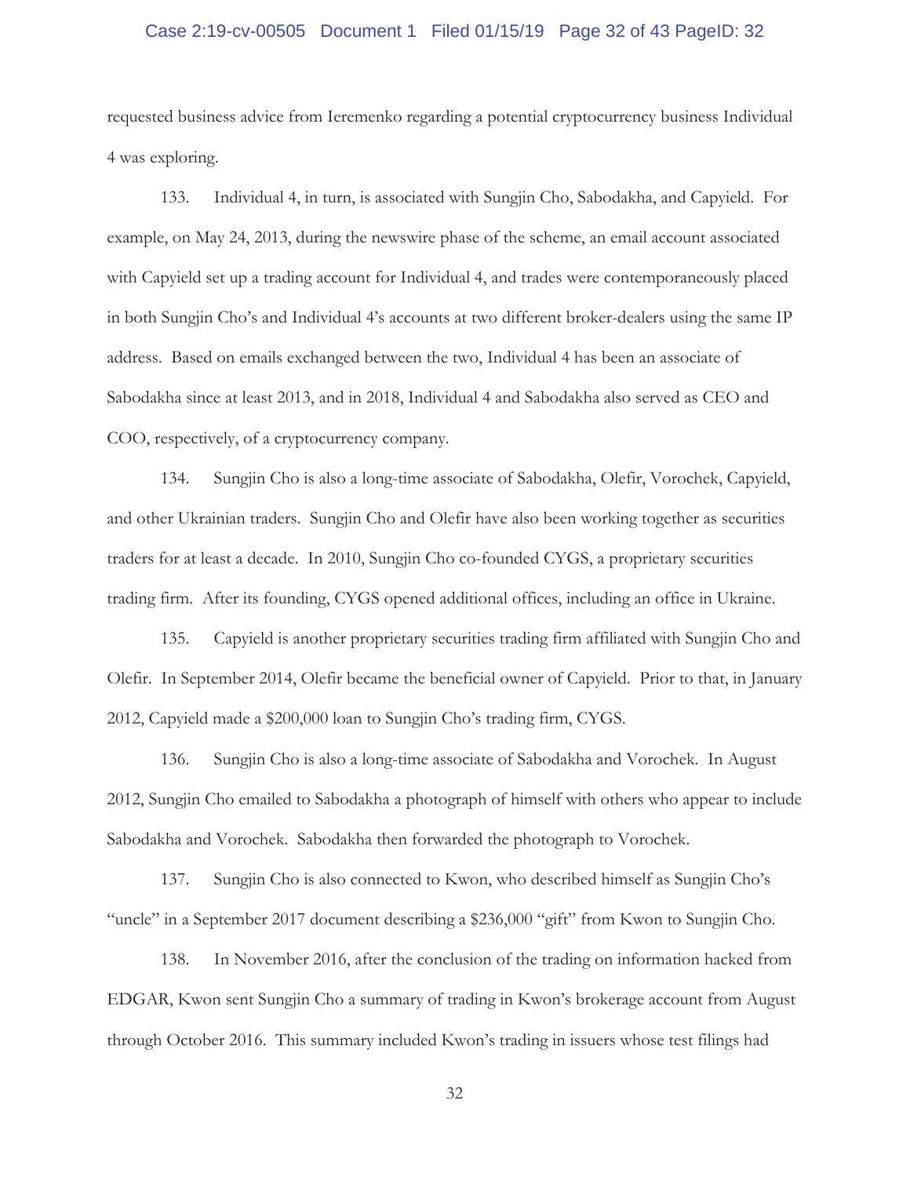requested business advice from Ieremenko regarding a potential cryptocurrency business Individual 4 was exploring.

133. Individual 4, in turn, is associated with Sungjin Cho, Sabodakha, and Capyield. For example, on May 24, 2013, during the newswire phase of the scheme, an email account associated with Capyield set up a trading account for Individual 4, and trades were contemporaneously placed in both Sungjin Cho's and Individual 4's accounts at two different broker-dealers using the same IP address. Based on emails exchanged between the two, Individual 4 has been an associate of Sabodakha since at least 2013, and in 2018, Individual 4 and Sabodakha also served as CEO and COO, respectively, of a cryptocurrency company.

134. Sungjin Cho is also a long-time associate of Sabodakha, Olefir, Vorochek, Capyield, and other Ukrainian traders. Sungjin Cho and Olefir have also been working together as securities traders for at least a decade. In 2010, Sungjin Cho co-founded CYGS, a proprietary securities trading firm. After its founding, CYGS opened additional offices, including an office in Ukraine.

135. Capyield is another proprietary securities trading firm affiliated with Sungjin Cho and Olefir. In September 2014, Olefir became the beneficial owner of Capyield. Prior to that, in January 2012, Capyield made a $200,000 loan to Sungjin Cho's trading firm, CYGS.

136. Sungjin Cho is also a long-time associate of Sabodakha and Vorochek. In August 2012, Sungjin Cho emailed to Sabodakha a photograph of himself with others who appear to include Sabodakha and Vorochek. Sabodakha then forwarded the photograph to Vorochek.

137. Sungjin Cho is also connected to Kwon, who described himself as Sungjin Cho's "uncle" in a September 2017 document describing a $236,000 "gift" from Kwon to Sungjin Cho.

138. In November 2016, after the conclusion of the trading on information hacked from EDGAR, Kwon sent Sungjin Cho a summary of trading in Kwon's brokerage account from August through October 2016. This summary included Kwon's trading in issuers whose test filings had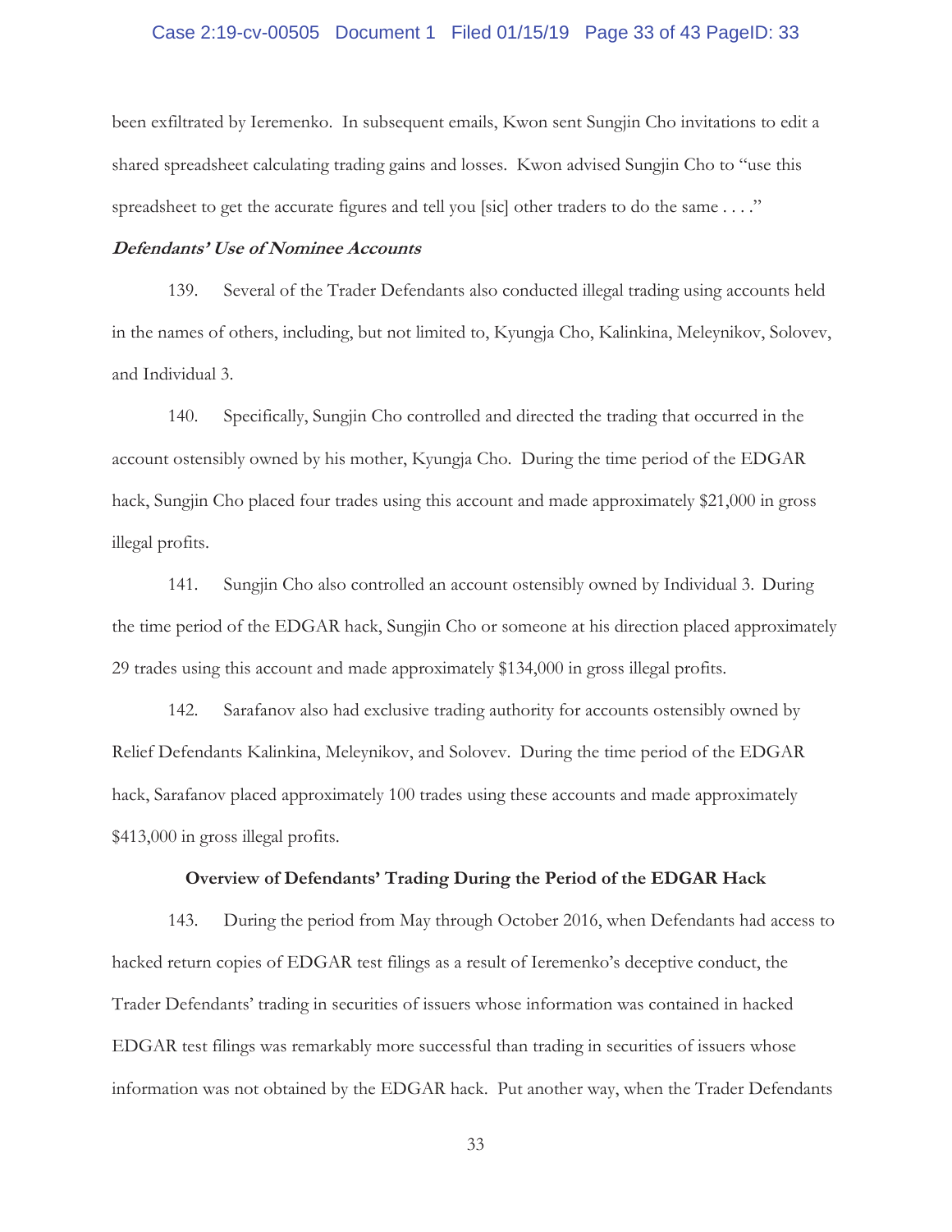been exfiltrated by Ieremenko. In subsequent emails, Kwon sent Sungjin Cho invitations to edit a shared spreadsheet calculating trading gains and losses. Kwon advised Sungjin Cho to "use this spreadsheet to get the accurate figures and tell you [sic] other traders to do the same . . . ."

***Defendants' Use of Nominee Accounts***

139. Several of the Trader Defendants also conducted illegal trading using accounts held in the names of others, including, but not limited to, Kyungja Cho, Kalinkina, Meleynikov, Solovev, and Individual 3.

140. Specifically, Sungjin Cho controlled and directed the trading that occurred in the account ostensibly owned by his mother, Kyungja Cho. During the time period of the EDGAR hack, Sungjin Cho placed four trades using this account and made approximately $21,000 in gross illegal profits.

141. Sungjin Cho also controlled an account ostensibly owned by Individual 3. During the time period of the EDGAR hack, Sungjin Cho or someone at his direction placed approximately 29 trades using this account and made approximately $134,000 in gross illegal profits.

142. Sarafanov also had exclusive trading authority for accounts ostensibly owned by Relief Defendants Kalinkina, Meleynikov, and Solovev. During the time period of the EDGAR hack, Sarafanov placed approximately 100 trades using these accounts and made approximately $413,000 in gross illegal profits.

**Overview of Defendants' Trading During the Period of the EDGAR Hack**

143. During the period from May through October 2016, when Defendants had access to hacked return copies of EDGAR test filings as a result of Ieremenko's deceptive conduct, the Trader Defendants' trading in securities of issuers whose information was contained in hacked EDGAR test filings was remarkably more successful than trading in securities of issuers whose information was not obtained by the EDGAR hack. Put another way, when the Trader Defendants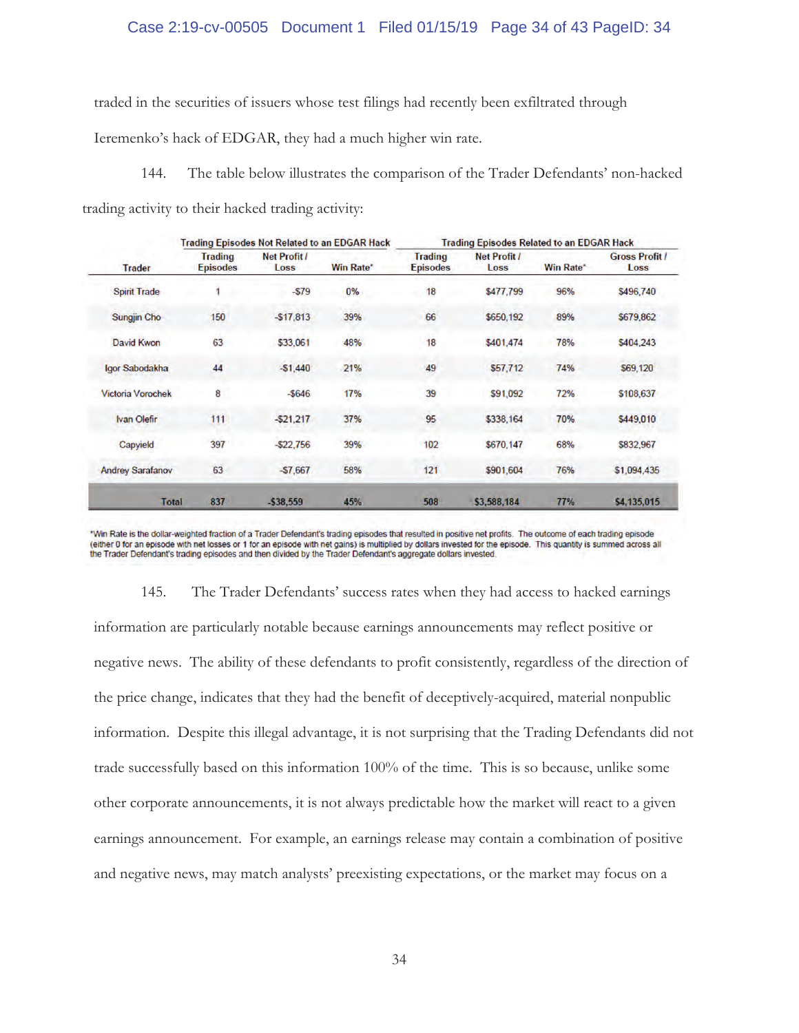traded in the securities of issuers whose test filings had recently been exfiltrated through Ieremenko's hack of EDGAR, they had a much higher win rate.

144. The table below illustrates the comparison of the Trader Defendants' non-hacked trading activity to their hacked trading activity:

| | Trading Episodes Not Related to an EDGAR Hack | | | Trading Episodes Related to an EDGAR Hack | | | |
|---|---|---|---|---|---|---|---|
| Trader | Trading Episodes | Net Profit / Loss | Win Rate* | Trading Episodes | Net Profit / Loss | Win Rate* | Gross Profit / Loss |
| Spirit Trade | 1 | -$79 | 0% | 18 | $477,799 | 96% | $496,740 |
| Sungjin Cho | 150 | -$17,813 | 39% | 66 | $650,192 | 89% | $679,862 |
| David Kwon | 63 | $33,061 | 48% | 18 | $401,474 | 78% | $404,243 |
| Igor Sabodakha | 44 | -$1,440 | 21% | 49 | $57,712 | 74% | $69,120 |
| Victoria Vorochek | 8 | -$646 | 17% | 39 | $91,092 | 72% | $108,637 |
| Ivan Olefir | 111 | -$21,217 | 37% | 95 | $338,164 | 70% | $449,010 |
| Capyield | 397 | -$22,756 | 39% | 102 | $670,147 | 68% | $832,967 |
| Andrey Sarafanov | 63 | -$7,667 | 58% | 121 | $901,604 | 76% | $1,094,435 |
| **Total** | **837** | **-$38,559** | **45%** | **508** | **$3,588,184** | **77%** | **$4,135,015** |

*Win Rate is the dollar-weighted fraction of a Trader Defendant's trading episodes that resulted in positive net profits. The outcome of each trading episode (either 0 for an episode with net losses or 1 for an episode with net gains) is multiplied by dollars invested for the episode. This quantity is summed across all the Trader Defendant's trading episodes and then divided by the Trader Defendant's aggregate dollars invested.

145. The Trader Defendants' success rates when they had access to hacked earnings information are particularly notable because earnings announcements may reflect positive or negative news. The ability of these defendants to profit consistently, regardless of the direction of the price change, indicates that they had the benefit of deceptively-acquired, material nonpublic information. Despite this illegal advantage, it is not surprising that the Trading Defendants did not trade successfully based on this information 100% of the time. This is so because, unlike some other corporate announcements, it is not always predictable how the market will react to a given earnings announcement. For example, an earnings release may contain a combination of positive and negative news, may match analysts' preexisting expectations, or the market may focus on a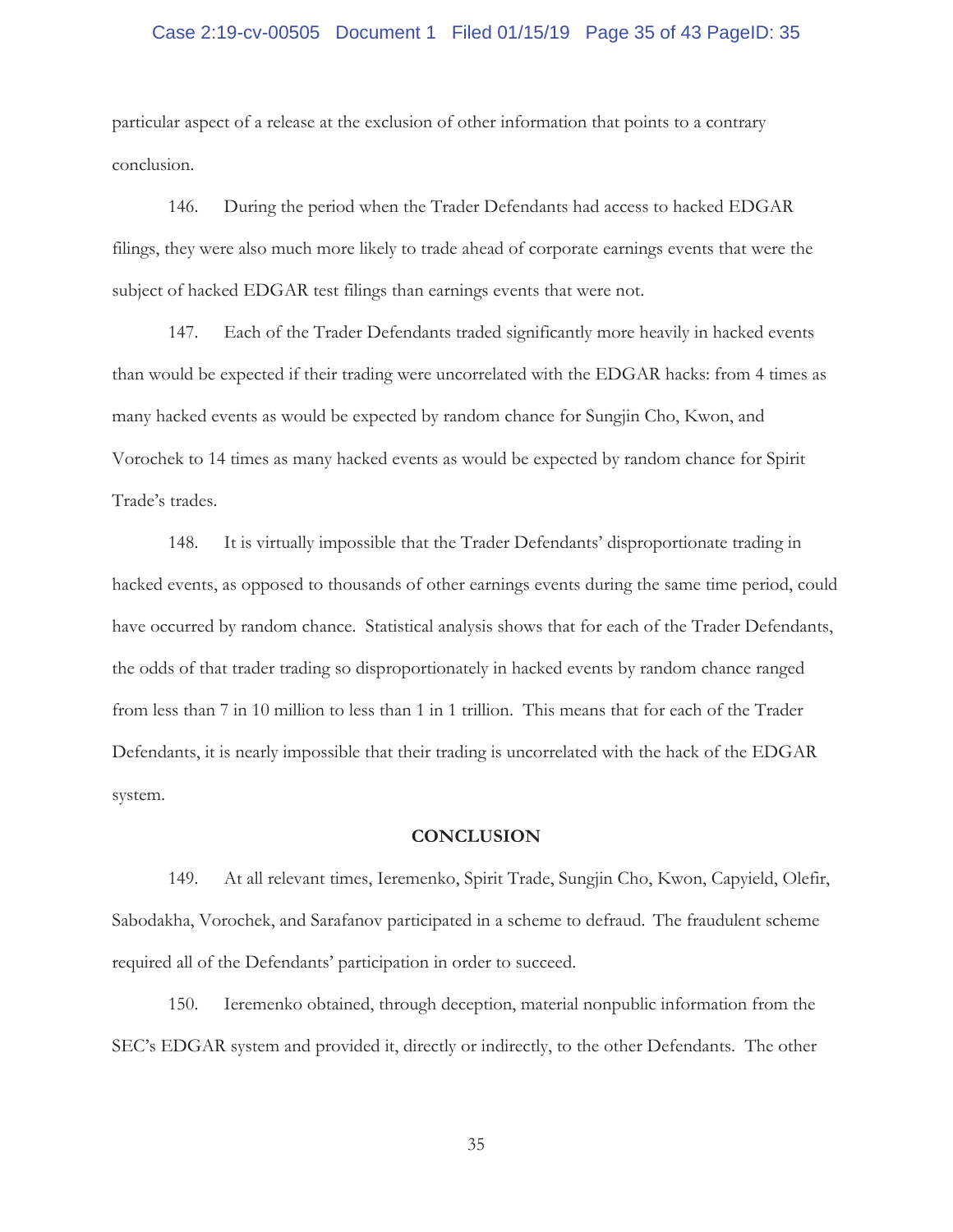particular aspect of a release at the exclusion of other information that points to a contrary conclusion.

146. During the period when the Trader Defendants had access to hacked EDGAR filings, they were also much more likely to trade ahead of corporate earnings events that were the subject of hacked EDGAR test filings than earnings events that were not.

147. Each of the Trader Defendants traded significantly more heavily in hacked events than would be expected if their trading were uncorrelated with the EDGAR hacks: from 4 times as many hacked events as would be expected by random chance for Sungjin Cho, Kwon, and Vorochek to 14 times as many hacked events as would be expected by random chance for Spirit Trade's trades.

148. It is virtually impossible that the Trader Defendants' disproportionate trading in hacked events, as opposed to thousands of other earnings events during the same time period, could have occurred by random chance. Statistical analysis shows that for each of the Trader Defendants, the odds of that trader trading so disproportionately in hacked events by random chance ranged from less than 7 in 10 million to less than 1 in 1 trillion. This means that for each of the Trader Defendants, it is nearly impossible that their trading is uncorrelated with the hack of the EDGAR system.

## CONCLUSION

149. At all relevant times, Ieremenko, Spirit Trade, Sungjin Cho, Kwon, Capyield, Olefir, Sabodakha, Vorochek, and Sarafanov participated in a scheme to defraud. The fraudulent scheme required all of the Defendants' participation in order to succeed.

150. Ieremenko obtained, through deception, material nonpublic information from the SEC's EDGAR system and provided it, directly or indirectly, to the other Defendants. The other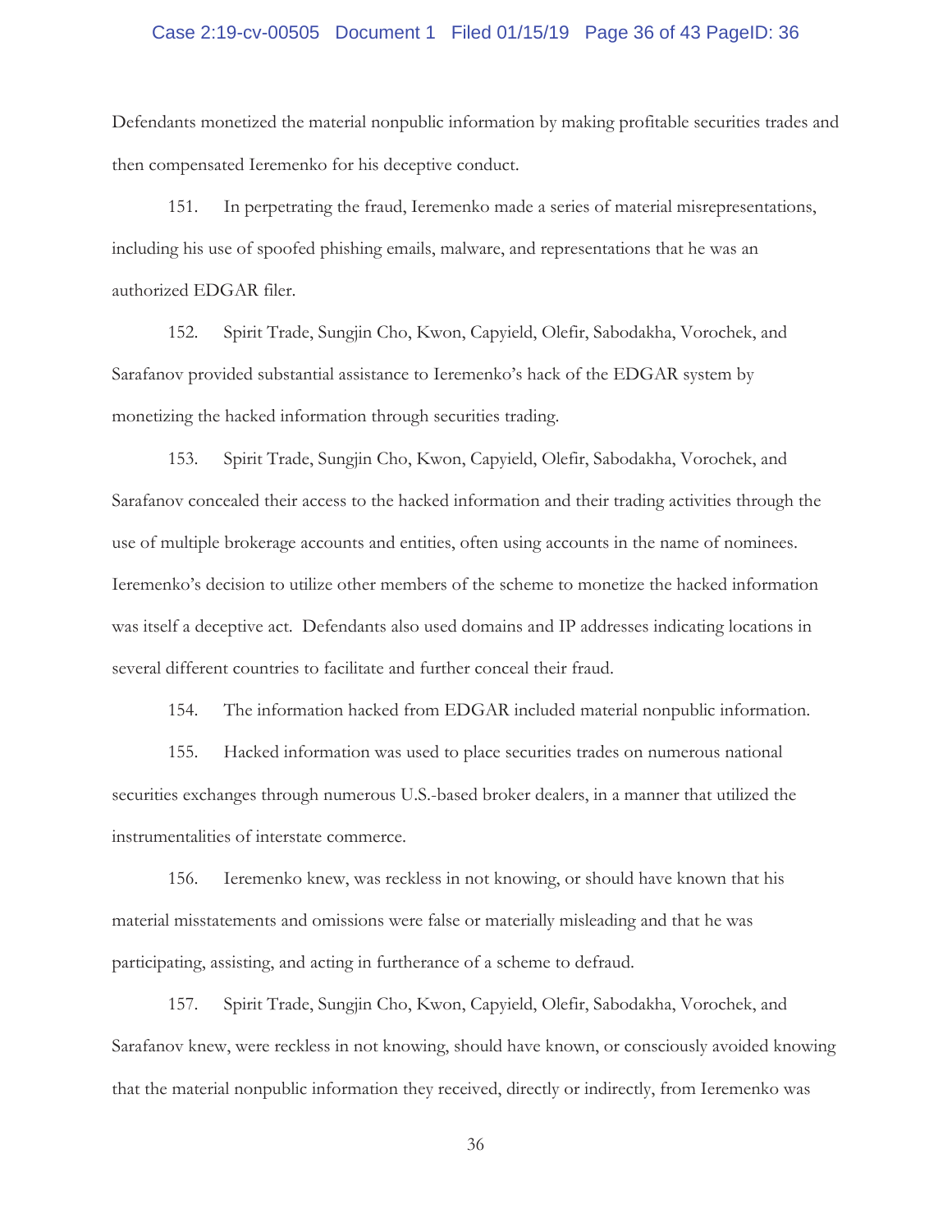Defendants monetized the material nonpublic information by making profitable securities trades and then compensated Ieremenko for his deceptive conduct.

151. In perpetrating the fraud, Ieremenko made a series of material misrepresentations, including his use of spoofed phishing emails, malware, and representations that he was an authorized EDGAR filer.

152. Spirit Trade, Sungjin Cho, Kwon, Capyield, Olefir, Sabodakha, Vorochek, and Sarafanov provided substantial assistance to Ieremenko's hack of the EDGAR system by monetizing the hacked information through securities trading.

153. Spirit Trade, Sungjin Cho, Kwon, Capyield, Olefir, Sabodakha, Vorochek, and Sarafanov concealed their access to the hacked information and their trading activities through the use of multiple brokerage accounts and entities, often using accounts in the name of nominees. Ieremenko's decision to utilize other members of the scheme to monetize the hacked information was itself a deceptive act. Defendants also used domains and IP addresses indicating locations in several different countries to facilitate and further conceal their fraud.

154. The information hacked from EDGAR included material nonpublic information.

155. Hacked information was used to place securities trades on numerous national securities exchanges through numerous U.S.-based broker dealers, in a manner that utilized the instrumentalities of interstate commerce.

156. Ieremenko knew, was reckless in not knowing, or should have known that his material misstatements and omissions were false or materially misleading and that he was participating, assisting, and acting in furtherance of a scheme to defraud.

157. Spirit Trade, Sungjin Cho, Kwon, Capyield, Olefir, Sabodakha, Vorochek, and Sarafanov knew, were reckless in not knowing, should have known, or consciously avoided knowing that the material nonpublic information they received, directly or indirectly, from Ieremenko was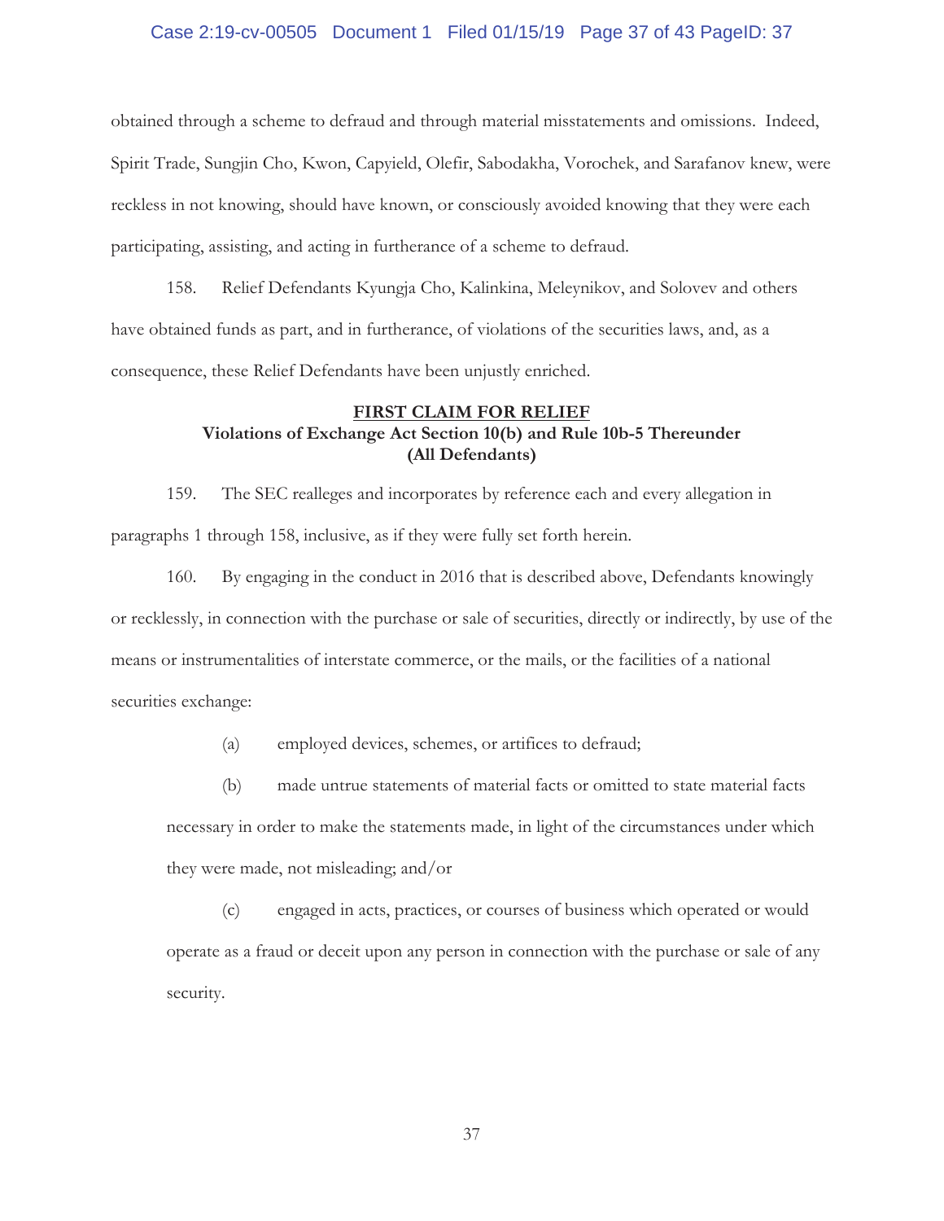obtained through a scheme to defraud and through material misstatements and omissions. Indeed, Spirit Trade, Sungjin Cho, Kwon, Capyield, Olefir, Sabodakha, Vorochek, and Sarafanov knew, were reckless in not knowing, should have known, or consciously avoided knowing that they were each participating, assisting, and acting in furtherance of a scheme to defraud.

158. Relief Defendants Kyungja Cho, Kalinkina, Meleynikov, and Solovev and others have obtained funds as part, and in furtherance, of violations of the securities laws, and, as a consequence, these Relief Defendants have been unjustly enriched.

## FIRST CLAIM FOR RELIEF

**Violations of Exchange Act Section 10(b) and Rule 10b-5 Thereunder**
**(All Defendants)**

159. The SEC realleges and incorporates by reference each and every allegation in paragraphs 1 through 158, inclusive, as if they were fully set forth herein.

160. By engaging in the conduct in 2016 that is described above, Defendants knowingly or recklessly, in connection with the purchase or sale of securities, directly or indirectly, by use of the means or instrumentalities of interstate commerce, or the mails, or the facilities of a national securities exchange:

(a) employed devices, schemes, or artifices to defraud;

(b) made untrue statements of material facts or omitted to state material facts necessary in order to make the statements made, in light of the circumstances under which they were made, not misleading; and/or

(c) engaged in acts, practices, or courses of business which operated or would operate as a fraud or deceit upon any person in connection with the purchase or sale of any security.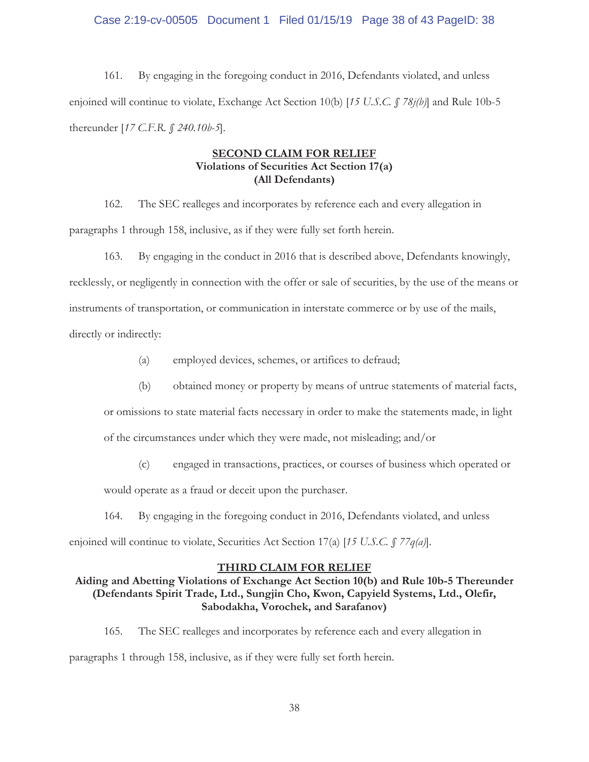161. By engaging in the foregoing conduct in 2016, Defendants violated, and unless enjoined will continue to violate, Exchange Act Section 10(b) [*15 U.S.C. § 78j(b)*] and Rule 10b-5 thereunder [*17 C.F.R. § 240.10b-5*].

**SECOND CLAIM FOR RELIEF**
**Violations of Securities Act Section 17(a)**
**(All Defendants)**

162. The SEC realleges and incorporates by reference each and every allegation in paragraphs 1 through 158, inclusive, as if they were fully set forth herein.

163. By engaging in the conduct in 2016 that is described above, Defendants knowingly, recklessly, or negligently in connection with the offer or sale of securities, by the use of the means or instruments of transportation, or communication in interstate commerce or by use of the mails, directly or indirectly:

(a) employed devices, schemes, or artifices to defraud;

(b) obtained money or property by means of untrue statements of material facts, or omissions to state material facts necessary in order to make the statements made, in light of the circumstances under which they were made, not misleading; and/or

(c) engaged in transactions, practices, or courses of business which operated or would operate as a fraud or deceit upon the purchaser.

164. By engaging in the foregoing conduct in 2016, Defendants violated, and unless enjoined will continue to violate, Securities Act Section 17(a) [*15 U.S.C. § 77q(a)*].

**THIRD CLAIM FOR RELIEF**
**Aiding and Abetting Violations of Exchange Act Section 10(b) and Rule 10b-5 Thereunder**
**(Defendants Spirit Trade, Ltd., Sungjin Cho, Kwon, Capyield Systems, Ltd., Olefir, Sabodakha, Vorochek, and Sarafanov)**

165. The SEC realleges and incorporates by reference each and every allegation in paragraphs 1 through 158, inclusive, as if they were fully set forth herein.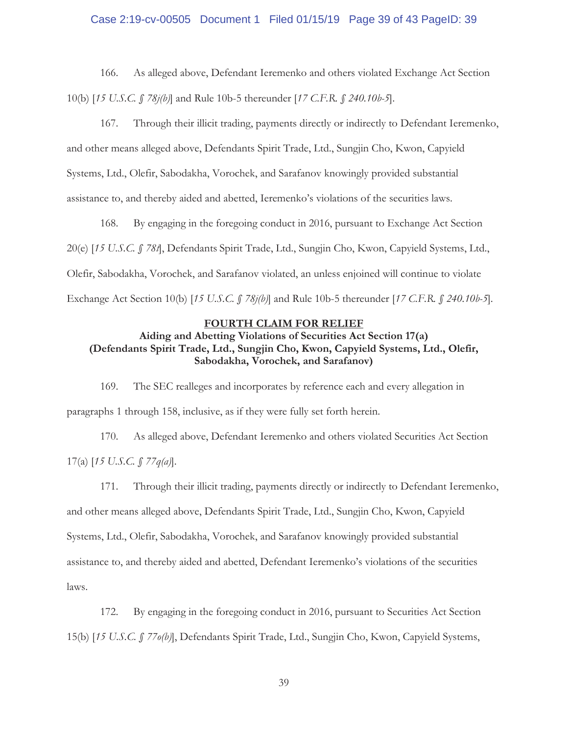166. As alleged above, Defendant Ieremenko and others violated Exchange Act Section 10(b) [*15 U.S.C. § 78j(b)*] and Rule 10b-5 thereunder [*17 C.F.R. § 240.10b-5*].

167. Through their illicit trading, payments directly or indirectly to Defendant Ieremenko, and other means alleged above, Defendants Spirit Trade, Ltd., Sungjin Cho, Kwon, Capyield Systems, Ltd., Olefir, Sabodakha, Vorochek, and Sarafanov knowingly provided substantial assistance to, and thereby aided and abetted, Ieremenko's violations of the securities laws.

168. By engaging in the foregoing conduct in 2016, pursuant to Exchange Act Section 20(e) [*15 U.S.C. § 78t*], Defendants Spirit Trade, Ltd., Sungjin Cho, Kwon, Capyield Systems, Ltd., Olefir, Sabodakha, Vorochek, and Sarafanov violated, an unless enjoined will continue to violate Exchange Act Section 10(b) [*15 U.S.C. § 78j(b)*] and Rule 10b-5 thereunder [*17 C.F.R. § 240.10b-5*].

## FOURTH CLAIM FOR RELIEF

### Aiding and Abetting Violations of Securities Act Section 17(a) (Defendants Spirit Trade, Ltd., Sungjin Cho, Kwon, Capyield Systems, Ltd., Olefir, Sabodakha, Vorochek, and Sarafanov)

169. The SEC realleges and incorporates by reference each and every allegation in paragraphs 1 through 158, inclusive, as if they were fully set forth herein.

170. As alleged above, Defendant Ieremenko and others violated Securities Act Section 17(a) [*15 U.S.C. § 77q(a)*].

171. Through their illicit trading, payments directly or indirectly to Defendant Ieremenko, and other means alleged above, Defendants Spirit Trade, Ltd., Sungjin Cho, Kwon, Capyield Systems, Ltd., Olefir, Sabodakha, Vorochek, and Sarafanov knowingly provided substantial assistance to, and thereby aided and abetted, Defendant Ieremenko's violations of the securities laws.

172. By engaging in the foregoing conduct in 2016, pursuant to Securities Act Section 15(b) [*15 U.S.C. § 77o(b)*], Defendants Spirit Trade, Ltd., Sungjin Cho, Kwon, Capyield Systems,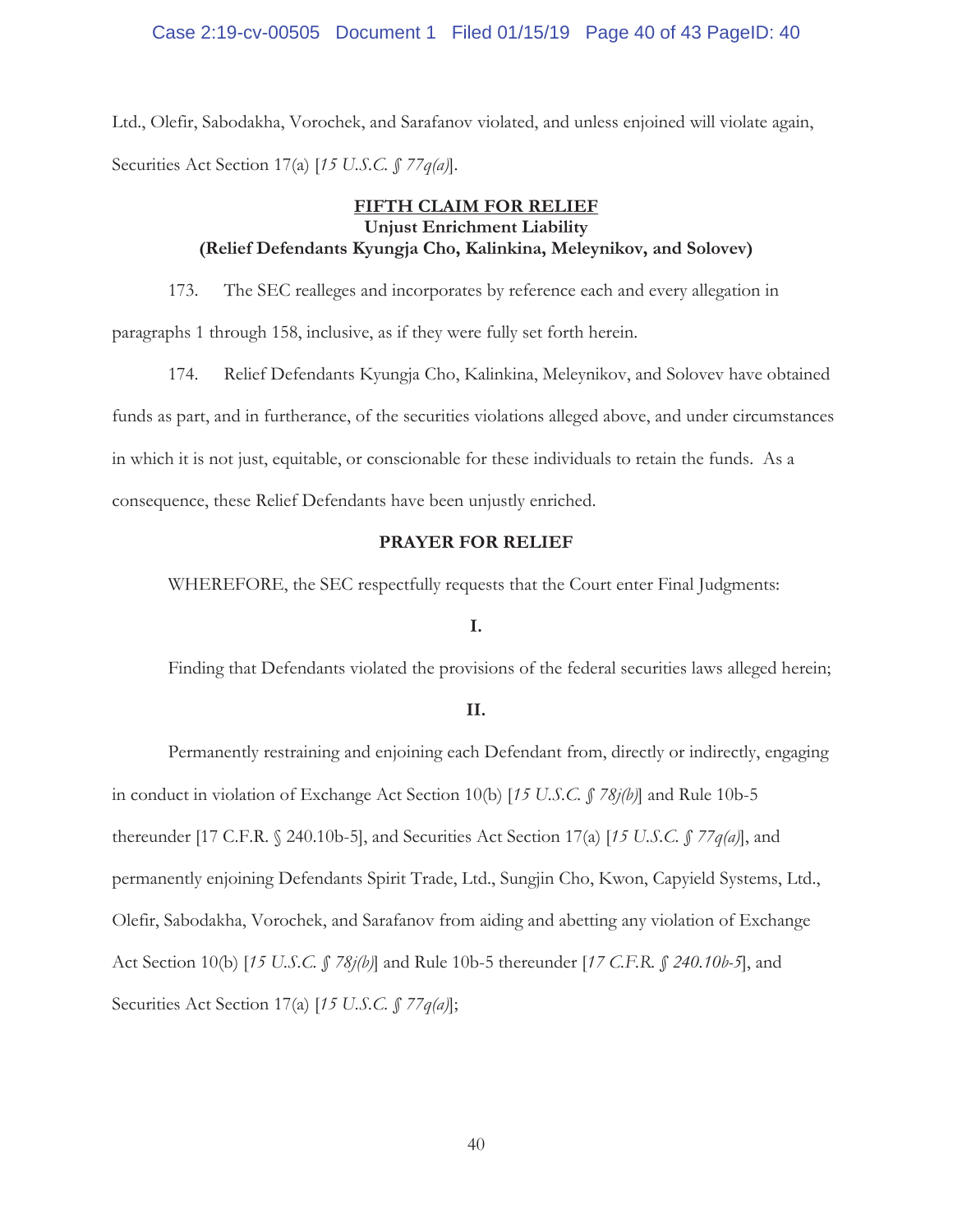Ltd., Olefir, Sabodakha, Vorochek, and Sarafanov violated, and unless enjoined will violate again, Securities Act Section 17(a) [*15 U.S.C. § 77q(a)*].

**FIFTH CLAIM FOR RELIEF**
**Unjust Enrichment Liability**
**(Relief Defendants Kyungja Cho, Kalinkina, Meleynikov, and Solovev)**

173. The SEC realleges and incorporates by reference each and every allegation in paragraphs 1 through 158, inclusive, as if they were fully set forth herein.

174. Relief Defendants Kyungja Cho, Kalinkina, Meleynikov, and Solovev have obtained funds as part, and in furtherance, of the securities violations alleged above, and under circumstances in which it is not just, equitable, or conscionable for these individuals to retain the funds. As a consequence, these Relief Defendants have been unjustly enriched.

**PRAYER FOR RELIEF**

WHEREFORE, the SEC respectfully requests that the Court enter Final Judgments:

**I.**

Finding that Defendants violated the provisions of the federal securities laws alleged herein;

**II.**

Permanently restraining and enjoining each Defendant from, directly or indirectly, engaging in conduct in violation of Exchange Act Section 10(b) [*15 U.S.C. § 78j(b)*] and Rule 10b-5 thereunder [17 C.F.R. § 240.10b-5], and Securities Act Section 17(a) [*15 U.S.C. § 77q(a)*], and permanently enjoining Defendants Spirit Trade, Ltd., Sungjin Cho, Kwon, Capyield Systems, Ltd., Olefir, Sabodakha, Vorochek, and Sarafanov from aiding and abetting any violation of Exchange Act Section 10(b) [*15 U.S.C. § 78j(b)*] and Rule 10b-5 thereunder [*17 C.F.R. § 240.10b-5*], and Securities Act Section 17(a) [*15 U.S.C. § 77q(a)*];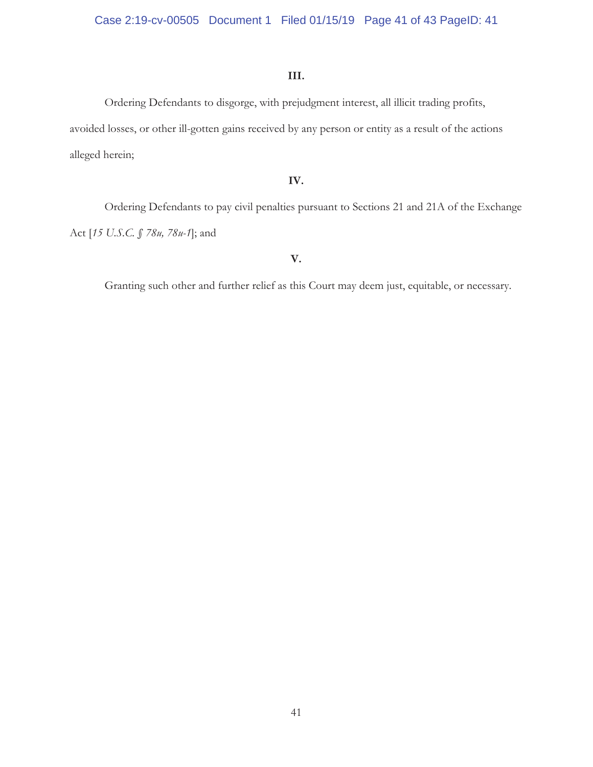**III.**

Ordering Defendants to disgorge, with prejudgment interest, all illicit trading profits, avoided losses, or other ill-gotten gains received by any person or entity as a result of the actions alleged herein;

**IV.**

Ordering Defendants to pay civil penalties pursuant to Sections 21 and 21A of the Exchange Act [*15 U.S.C. § 78u, 78u-1*]; and

**V.**

Granting such other and further relief as this Court may deem just, equitable, or necessary.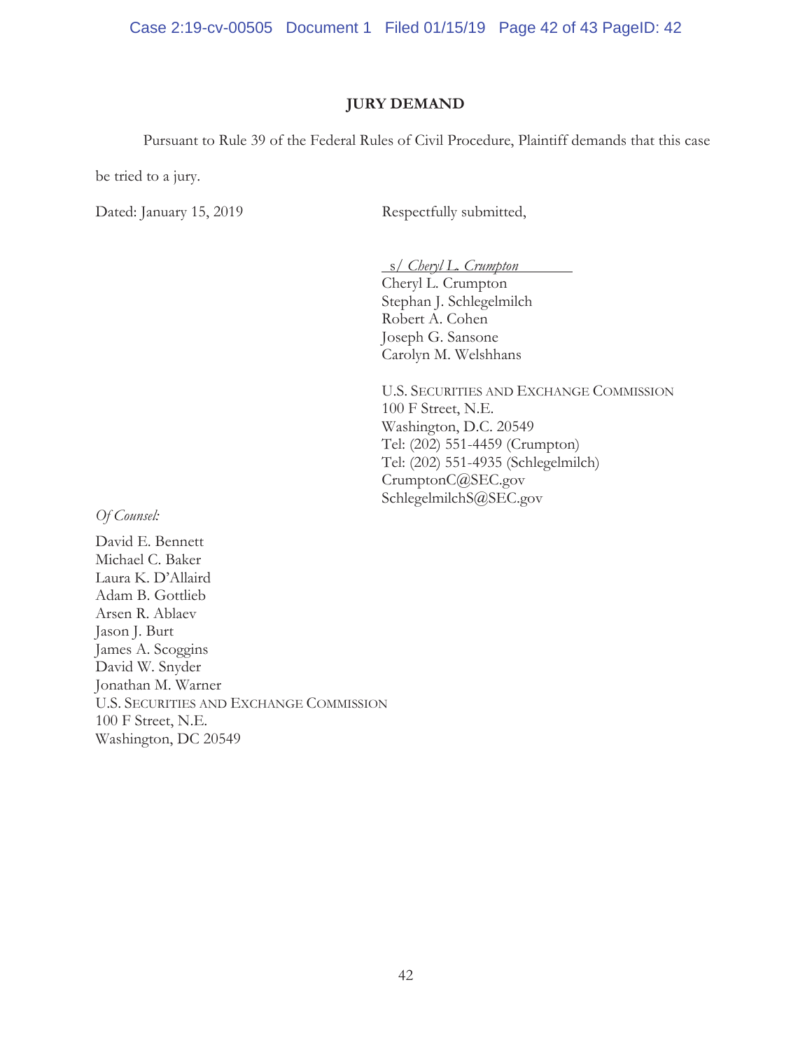## JURY DEMAND

Pursuant to Rule 39 of the Federal Rules of Civil Procedure, Plaintiff demands that this case be tried to a jury.

Dated: January 15, 2019

Respectfully submitted,

s/ *Cheryl L. Crumpton*
Cheryl L. Crumpton
Stephan J. Schlegelmilch
Robert A. Cohen
Joseph G. Sansone
Carolyn M. Welshhans

U.S. SECURITIES AND EXCHANGE COMMISSION
100 F Street, N.E.
Washington, D.C. 20549
Tel: (202) 551-4459 (Crumpton)
Tel: (202) 551-4935 (Schlegelmilch)
CrumptonC@SEC.gov
SchlegelmilchS@SEC.gov

*Of Counsel:*

David E. Bennett
Michael C. Baker
Laura K. D'Allaird
Adam B. Gottlieb
Arsen R. Ablaev
Jason J. Burt
James A. Scoggins
David W. Snyder
Jonathan M. Warner
U.S. SECURITIES AND EXCHANGE COMMISSION
100 F Street, N.E.
Washington, DC 20549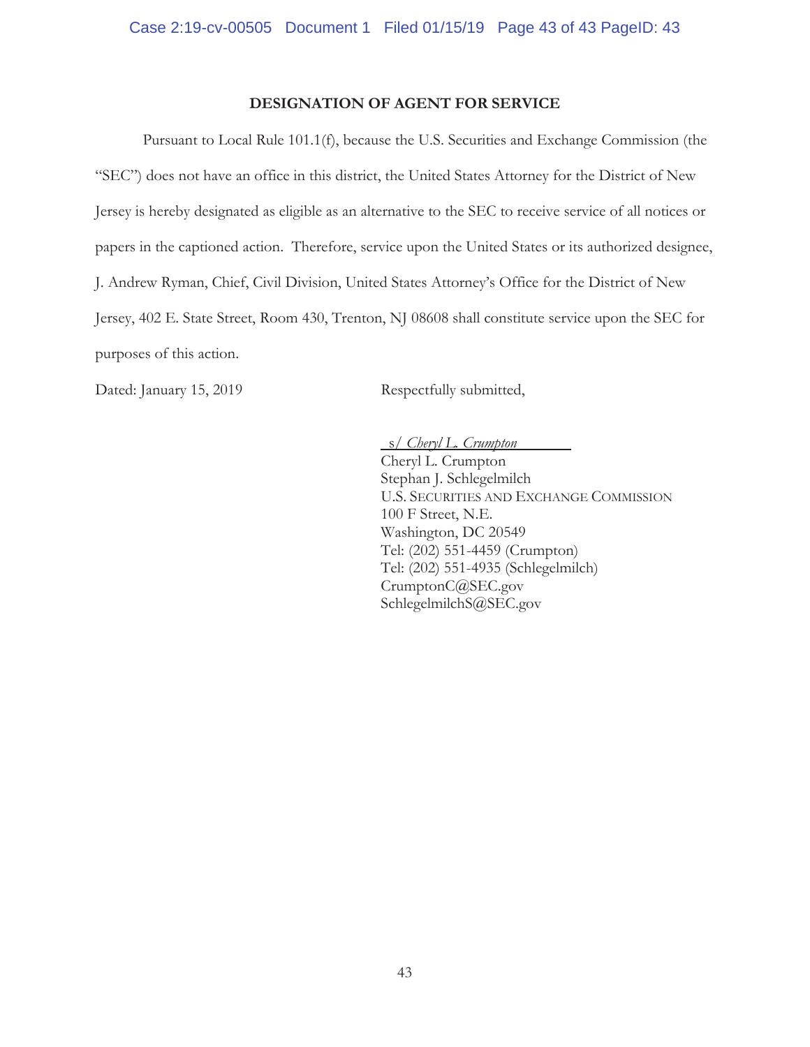## DESIGNATION OF AGENT FOR SERVICE

Pursuant to Local Rule 101.1(f), because the U.S. Securities and Exchange Commission (the "SEC") does not have an office in this district, the United States Attorney for the District of New Jersey is hereby designated as eligible as an alternative to the SEC to receive service of all notices or papers in the captioned action. Therefore, service upon the United States or its authorized designee, J. Andrew Ryman, Chief, Civil Division, United States Attorney's Office for the District of New Jersey, 402 E. State Street, Room 430, Trenton, NJ 08608 shall constitute service upon the SEC for purposes of this action.

Dated: January 15, 2019

Respectfully submitted,

s/ *Cheryl L. Crumpton*
Cheryl L. Crumpton
Stephan J. Schlegelmilch
U.S. SECURITIES AND EXCHANGE COMMISSION
100 F Street, N.E.
Washington, DC 20549
Tel: (202) 551-4459 (Crumpton)
Tel: (202) 551-4935 (Schlegelmilch)
CrumptonC@SEC.gov
SchlegelmilchS@SEC.gov